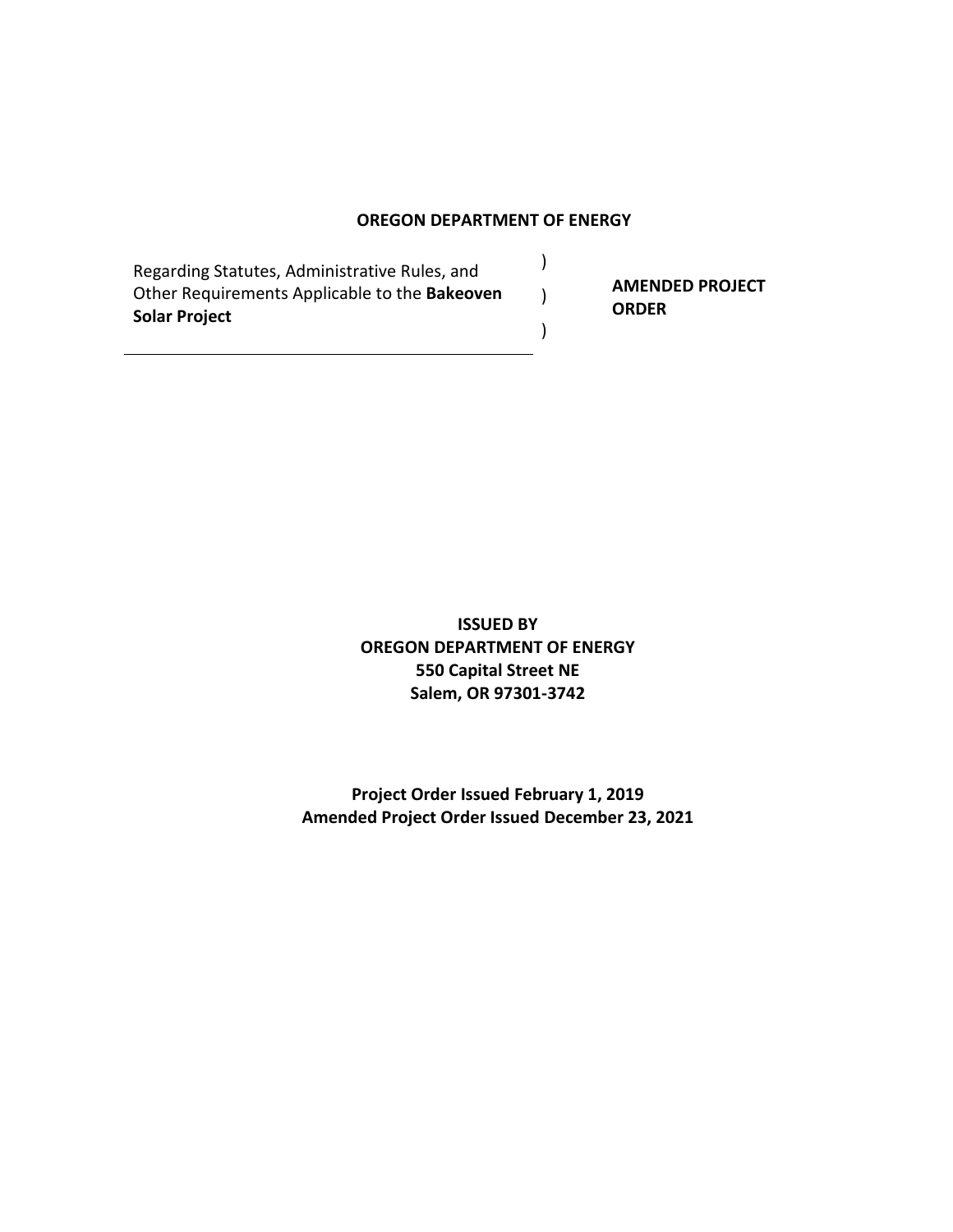**OREGON DEPARTMENT OF ENERGY**

| | | |
|---|---|---|
| Regarding Statutes, Administrative Rules, and Other Requirements Applicable to the **Bakeoven Solar Project** | ) ) ) | **AMENDED PROJECT ORDER** |

**ISSUED BY**
**OREGON DEPARTMENT OF ENERGY**
**550 Capital Street NE**
**Salem, OR 97301-3742**

**Project Order Issued February 1, 2019**
**Amended Project Order Issued December 23, 2021**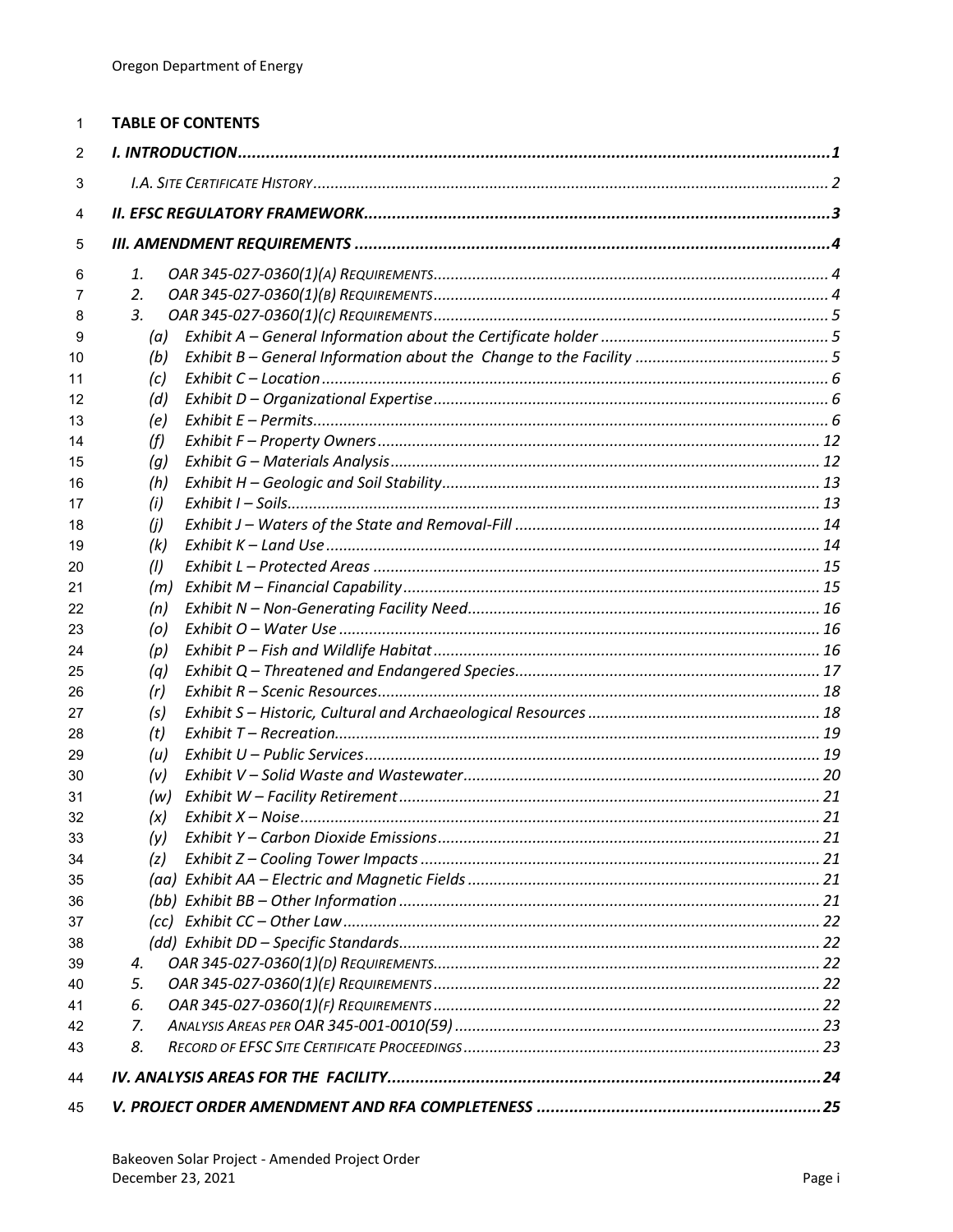## TABLE OF CONTENTS

*I. INTRODUCTION* ........ 1

*I.A. Site Certificate History* ........ 2

*II. EFSC REGULATORY FRAMEWORK* ........ 3

*III. AMENDMENT REQUIREMENTS* ........ 4

1. *OAR 345-027-0360(1)(A) Requirements* ........ 4
2. *OAR 345-027-0360(1)(B) Requirements* ........ 4
3. *OAR 345-027-0360(1)(C) Requirements* ........ 5
   - *(a) Exhibit A – General Information about the Certificate holder* ........ 5
   - *(b) Exhibit B – General Information about the Change to the Facility* ........ 5
   - *(c) Exhibit C – Location* ........ 6
   - *(d) Exhibit D – Organizational Expertise* ........ 6
   - *(e) Exhibit E – Permits* ........ 6
   - *(f) Exhibit F – Property Owners* ........ 12
   - *(g) Exhibit G – Materials Analysis* ........ 12
   - *(h) Exhibit H – Geologic and Soil Stability* ........ 13
   - *(i) Exhibit I – Soils* ........ 13
   - *(j) Exhibit J – Waters of the State and Removal-Fill* ........ 14
   - *(k) Exhibit K – Land Use* ........ 14
   - *(l) Exhibit L – Protected Areas* ........ 15
   - *(m) Exhibit M – Financial Capability* ........ 15
   - *(n) Exhibit N – Non-Generating Facility Need* ........ 16
   - *(o) Exhibit O – Water Use* ........ 16
   - *(p) Exhibit P – Fish and Wildlife Habitat* ........ 16
   - *(q) Exhibit Q – Threatened and Endangered Species* ........ 17
   - *(r) Exhibit R – Scenic Resources* ........ 18
   - *(s) Exhibit S – Historic, Cultural and Archaeological Resources* ........ 18
   - *(t) Exhibit T – Recreation* ........ 19
   - *(u) Exhibit U – Public Services* ........ 19
   - *(v) Exhibit V – Solid Waste and Wastewater* ........ 20
   - *(w) Exhibit W – Facility Retirement* ........ 21
   - *(x) Exhibit X – Noise* ........ 21
   - *(y) Exhibit Y – Carbon Dioxide Emissions* ........ 21
   - *(z) Exhibit Z – Cooling Tower Impacts* ........ 21
   - *(aa) Exhibit AA – Electric and Magnetic Fields* ........ 21
   - *(bb) Exhibit BB – Other Information* ........ 21
   - *(cc) Exhibit CC – Other Law* ........ 22
   - *(dd) Exhibit DD – Specific Standards* ........ 22
4. *OAR 345-027-0360(1)(D) Requirements* ........ 22
5. *OAR 345-027-0360(1)(E) Requirements* ........ 22
6. *OAR 345-027-0360(1)(F) Requirements* ........ 22
7. *Analysis Areas per OAR 345-001-0010(59)* ........ 23
8. *Record of EFSC Site Certificate Proceedings* ........ 23

*IV. ANALYSIS AREAS FOR THE FACILITY* ........ 24

*V. PROJECT ORDER AMENDMENT AND RFA COMPLETENESS* ........ 25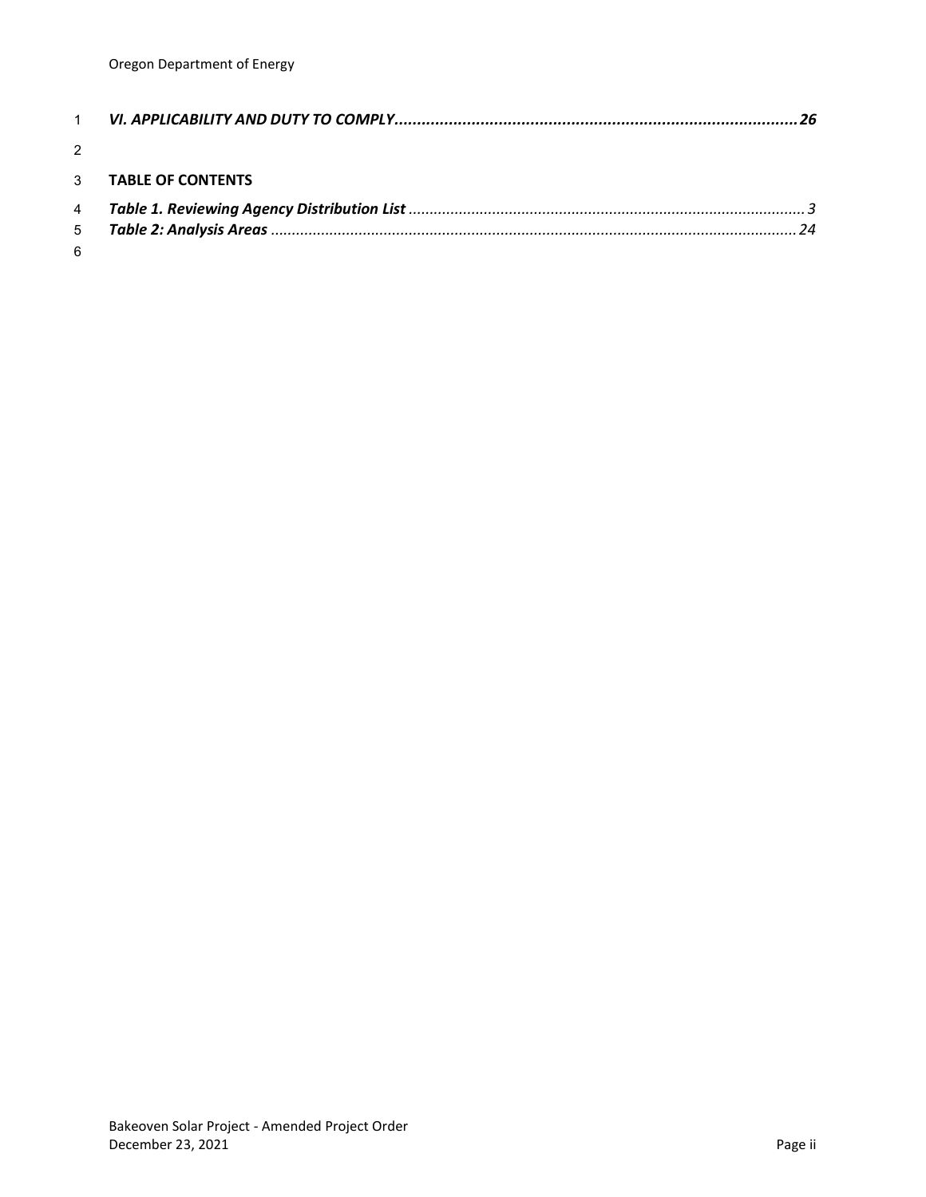*VI. APPLICABILITY AND DUTY TO COMPLY* ..... 26

**TABLE OF CONTENTS**

*Table 1. Reviewing Agency Distribution List* ..... 3
*Table 2: Analysis Areas* ..... 24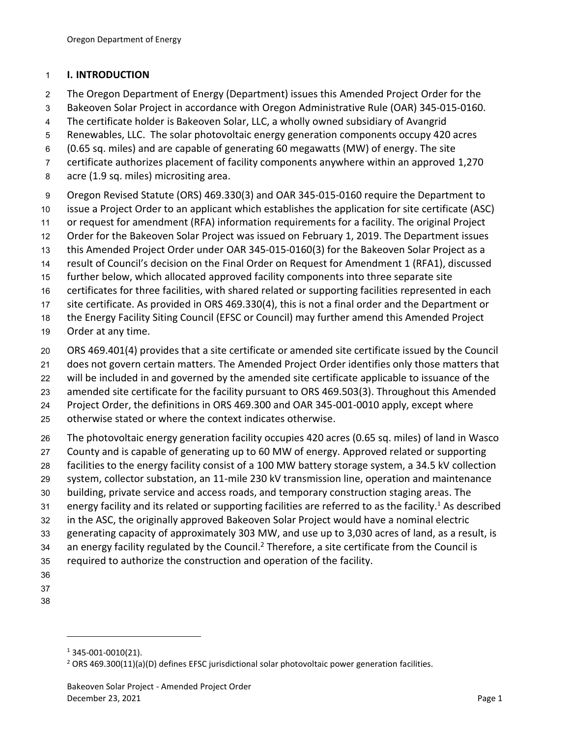## I. INTRODUCTION

The Oregon Department of Energy (Department) issues this Amended Project Order for the Bakeoven Solar Project in accordance with Oregon Administrative Rule (OAR) 345-015-0160. The certificate holder is Bakeoven Solar, LLC, a wholly owned subsidiary of Avangrid Renewables, LLC. The solar photovoltaic energy generation components occupy 420 acres (0.65 sq. miles) and are capable of generating 60 megawatts (MW) of energy. The site certificate authorizes placement of facility components anywhere within an approved 1,270 acre (1.9 sq. miles) micrositing area.

Oregon Revised Statute (ORS) 469.330(3) and OAR 345-015-0160 require the Department to issue a Project Order to an applicant which establishes the application for site certificate (ASC) or request for amendment (RFA) information requirements for a facility. The original Project Order for the Bakeoven Solar Project was issued on February 1, 2019. The Department issues this Amended Project Order under OAR 345-015-0160(3) for the Bakeoven Solar Project as a result of Council's decision on the Final Order on Request for Amendment 1 (RFA1), discussed further below, which allocated approved facility components into three separate site certificates for three facilities, with shared related or supporting facilities represented in each site certificate. As provided in ORS 469.330(4), this is not a final order and the Department or the Energy Facility Siting Council (EFSC or Council) may further amend this Amended Project Order at any time.

ORS 469.401(4) provides that a site certificate or amended site certificate issued by the Council does not govern certain matters. The Amended Project Order identifies only those matters that will be included in and governed by the amended site certificate applicable to issuance of the amended site certificate for the facility pursuant to ORS 469.503(3). Throughout this Amended Project Order, the definitions in ORS 469.300 and OAR 345-001-0010 apply, except where otherwise stated or where the context indicates otherwise.

The photovoltaic energy generation facility occupies 420 acres (0.65 sq. miles) of land in Wasco County and is capable of generating up to 60 MW of energy. Approved related or supporting facilities to the energy facility consist of a 100 MW battery storage system, a 34.5 kV collection system, collector substation, an 11-mile 230 kV transmission line, operation and maintenance building, private service and access roads, and temporary construction staging areas. The energy facility and its related or supporting facilities are referred to as the facility.[1] As described in the ASC, the originally approved Bakeoven Solar Project would have a nominal electric generating capacity of approximately 303 MW, and use up to 3,030 acres of land, as a result, is an energy facility regulated by the Council.[2] Therefore, a site certificate from the Council is required to authorize the construction and operation of the facility.

---

[1] 345-001-0010(21).

[2] ORS 469.300(11)(a)(D) defines EFSC jurisdictional solar photovoltaic power generation facilities.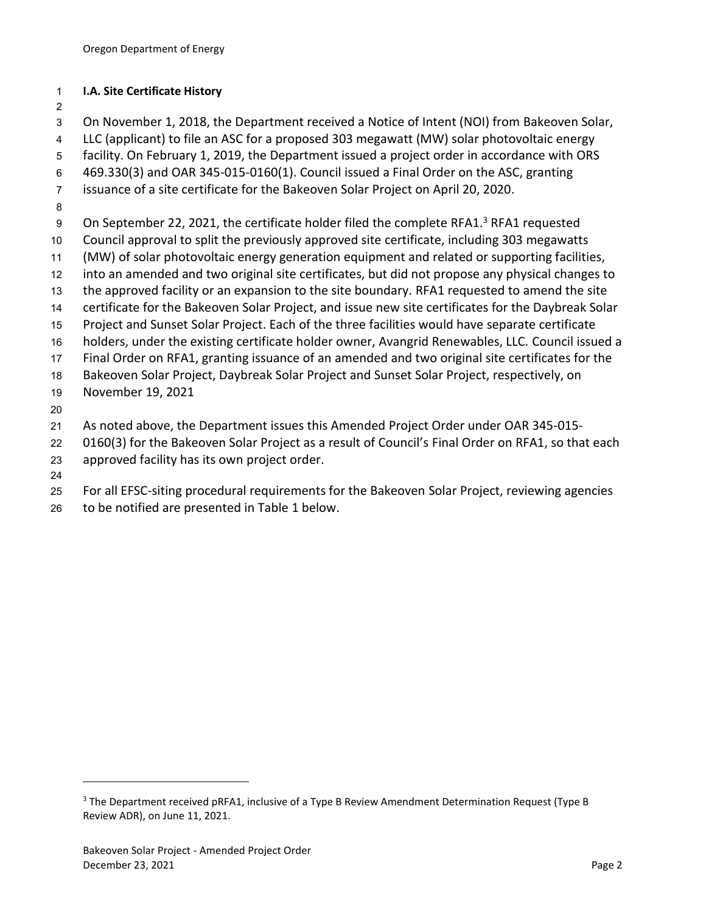### I.A. Site Certificate History

On November 1, 2018, the Department received a Notice of Intent (NOI) from Bakeoven Solar, LLC (applicant) to file an ASC for a proposed 303 megawatt (MW) solar photovoltaic energy facility. On February 1, 2019, the Department issued a project order in accordance with ORS 469.330(3) and OAR 345-015-0160(1). Council issued a Final Order on the ASC, granting issuance of a site certificate for the Bakeoven Solar Project on April 20, 2020.

On September 22, 2021, the certificate holder filed the complete RFA1.[3] RFA1 requested Council approval to split the previously approved site certificate, including 303 megawatts (MW) of solar photovoltaic energy generation equipment and related or supporting facilities, into an amended and two original site certificates, but did not propose any physical changes to the approved facility or an expansion to the site boundary. RFA1 requested to amend the site certificate for the Bakeoven Solar Project, and issue new site certificates for the Daybreak Solar Project and Sunset Solar Project. Each of the three facilities would have separate certificate holders, under the existing certificate holder owner, Avangrid Renewables, LLC. Council issued a Final Order on RFA1, granting issuance of an amended and two original site certificates for the Bakeoven Solar Project, Daybreak Solar Project and Sunset Solar Project, respectively, on November 19, 2021

As noted above, the Department issues this Amended Project Order under OAR 345-015-0160(3) for the Bakeoven Solar Project as a result of Council's Final Order on RFA1, so that each approved facility has its own project order.

For all EFSC-siting procedural requirements for the Bakeoven Solar Project, reviewing agencies to be notified are presented in Table 1 below.

---

[3] The Department received pRFA1, inclusive of a Type B Review Amendment Determination Request (Type B Review ADR), on June 11, 2021.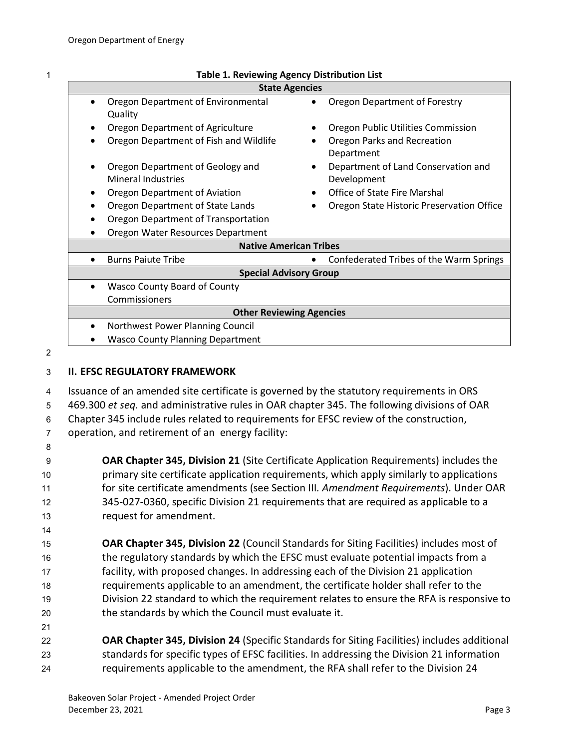**Table 1. Reviewing Agency Distribution List**

| State Agencies | |
|---|---|
| • Oregon Department of Environmental Quality | • Oregon Department of Forestry |
| • Oregon Department of Agriculture | • Oregon Public Utilities Commission |
| • Oregon Department of Fish and Wildlife | • Oregon Parks and Recreation Department |
| • Oregon Department of Geology and Mineral Industries | • Department of Land Conservation and Development |
| • Oregon Department of Aviation | • Office of State Fire Marshal |
| • Oregon Department of State Lands | • Oregon State Historic Preservation Office |
| • Oregon Department of Transportation | |
| • Oregon Water Resources Department | |
| **Native American Tribes** | |
| • Burns Paiute Tribe | • Confederated Tribes of the Warm Springs |
| **Special Advisory Group** | |
| • Wasco County Board of County Commissioners | |
| **Other Reviewing Agencies** | |
| • Northwest Power Planning Council | |
| • Wasco County Planning Department | |

## II. EFSC REGULATORY FRAMEWORK

Issuance of an amended site certificate is governed by the statutory requirements in ORS 469.300 *et seq.* and administrative rules in OAR chapter 345. The following divisions of OAR Chapter 345 include rules related to requirements for EFSC review of the construction, operation, and retirement of an energy facility:

**OAR Chapter 345, Division 21** (Site Certificate Application Requirements) includes the primary site certificate application requirements, which apply similarly to applications for site certificate amendments (see Section III. *Amendment Requirements*). Under OAR 345-027-0360, specific Division 21 requirements that are required as applicable to a request for amendment.

**OAR Chapter 345, Division 22** (Council Standards for Siting Facilities) includes most of the regulatory standards by which the EFSC must evaluate potential impacts from a facility, with proposed changes. In addressing each of the Division 21 application requirements applicable to an amendment, the certificate holder shall refer to the Division 22 standard to which the requirement relates to ensure the RFA is responsive to the standards by which the Council must evaluate it.

**OAR Chapter 345, Division 24** (Specific Standards for Siting Facilities) includes additional standards for specific types of EFSC facilities. In addressing the Division 21 information requirements applicable to the amendment, the RFA shall refer to the Division 24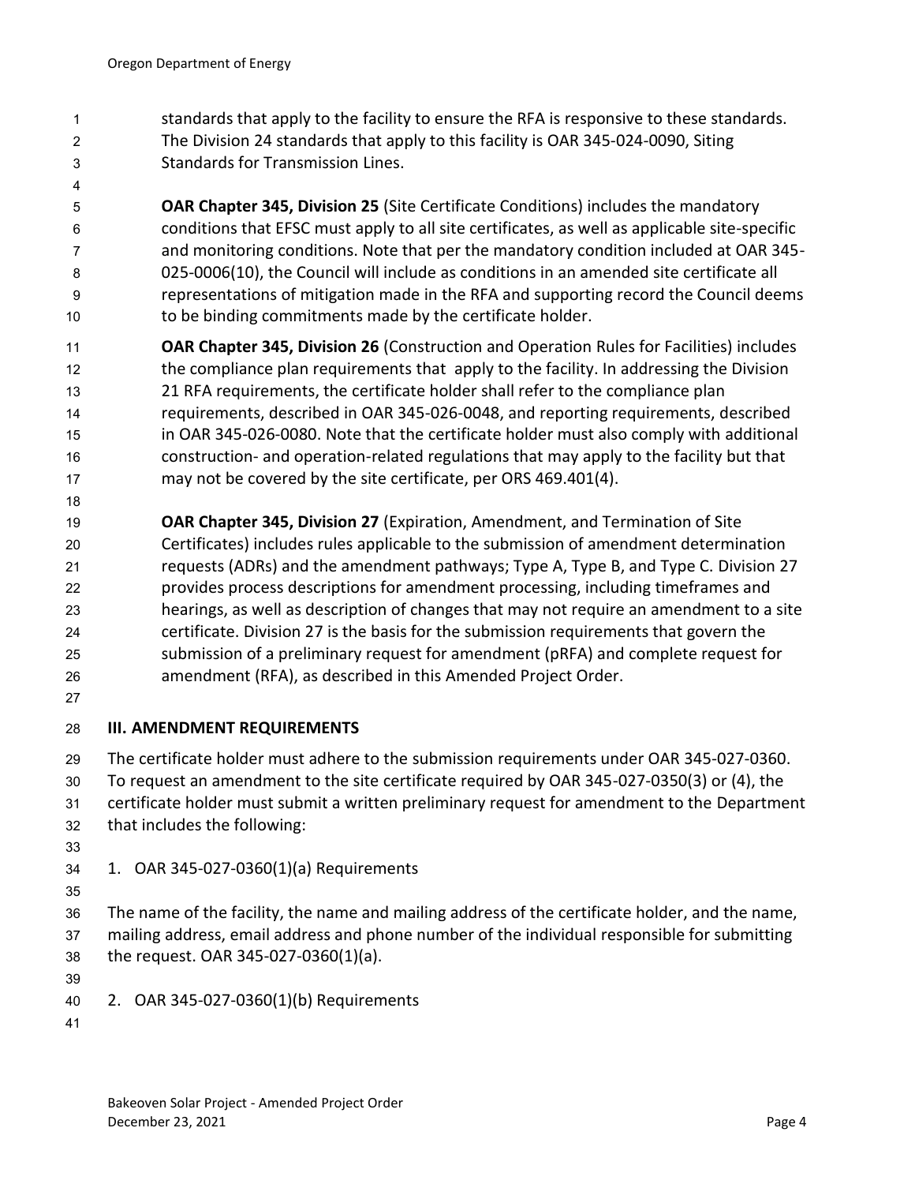standards that apply to the facility to ensure the RFA is responsive to these standards. The Division 24 standards that apply to this facility is OAR 345-024-0090, Siting Standards for Transmission Lines.

**OAR Chapter 345, Division 25** (Site Certificate Conditions) includes the mandatory conditions that EFSC must apply to all site certificates, as well as applicable site-specific and monitoring conditions. Note that per the mandatory condition included at OAR 345-025-0006(10), the Council will include as conditions in an amended site certificate all representations of mitigation made in the RFA and supporting record the Council deems to be binding commitments made by the certificate holder.

**OAR Chapter 345, Division 26** (Construction and Operation Rules for Facilities) includes the compliance plan requirements that apply to the facility. In addressing the Division 21 RFA requirements, the certificate holder shall refer to the compliance plan requirements, described in OAR 345-026-0048, and reporting requirements, described in OAR 345-026-0080. Note that the certificate holder must also comply with additional construction- and operation-related regulations that may apply to the facility but that may not be covered by the site certificate, per ORS 469.401(4).

**OAR Chapter 345, Division 27** (Expiration, Amendment, and Termination of Site Certificates) includes rules applicable to the submission of amendment determination requests (ADRs) and the amendment pathways; Type A, Type B, and Type C. Division 27 provides process descriptions for amendment processing, including timeframes and hearings, as well as description of changes that may not require an amendment to a site certificate. Division 27 is the basis for the submission requirements that govern the submission of a preliminary request for amendment (pRFA) and complete request for amendment (RFA), as described in this Amended Project Order.

## III. AMENDMENT REQUIREMENTS

The certificate holder must adhere to the submission requirements under OAR 345-027-0360. To request an amendment to the site certificate required by OAR 345-027-0350(3) or (4), the certificate holder must submit a written preliminary request for amendment to the Department that includes the following:

1. OAR 345-027-0360(1)(a) Requirements

The name of the facility, the name and mailing address of the certificate holder, and the name, mailing address, email address and phone number of the individual responsible for submitting the request. OAR 345-027-0360(1)(a).

2. OAR 345-027-0360(1)(b) Requirements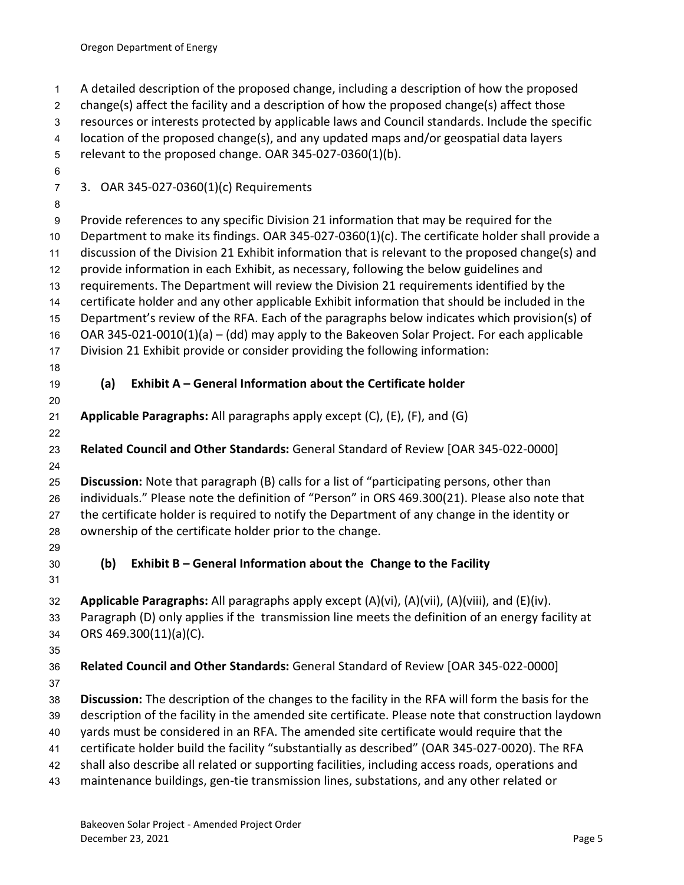A detailed description of the proposed change, including a description of how the proposed change(s) affect the facility and a description of how the proposed change(s) affect those resources or interests protected by applicable laws and Council standards. Include the specific location of the proposed change(s), and any updated maps and/or geospatial data layers relevant to the proposed change. OAR 345-027-0360(1)(b).

3. OAR 345-027-0360(1)(c) Requirements

Provide references to any specific Division 21 information that may be required for the Department to make its findings. OAR 345-027-0360(1)(c). The certificate holder shall provide a discussion of the Division 21 Exhibit information that is relevant to the proposed change(s) and provide information in each Exhibit, as necessary, following the below guidelines and requirements. The Department will review the Division 21 requirements identified by the certificate holder and any other applicable Exhibit information that should be included in the Department's review of the RFA. Each of the paragraphs below indicates which provision(s) of OAR 345-021-0010(1)(a) – (dd) may apply to the Bakeoven Solar Project. For each applicable Division 21 Exhibit provide or consider providing the following information:

### (a) Exhibit A – General Information about the Certificate holder

**Applicable Paragraphs:** All paragraphs apply except (C), (E), (F), and (G)

**Related Council and Other Standards:** General Standard of Review [OAR 345-022-0000]

**Discussion:** Note that paragraph (B) calls for a list of "participating persons, other than individuals." Please note the definition of "Person" in ORS 469.300(21). Please also note that the certificate holder is required to notify the Department of any change in the identity or ownership of the certificate holder prior to the change.

### (b) Exhibit B – General Information about the Change to the Facility

**Applicable Paragraphs:** All paragraphs apply except (A)(vi), (A)(vii), (A)(viii), and (E)(iv). Paragraph (D) only applies if the transmission line meets the definition of an energy facility at ORS 469.300(11)(a)(C).

**Related Council and Other Standards:** General Standard of Review [OAR 345-022-0000]

**Discussion:** The description of the changes to the facility in the RFA will form the basis for the description of the facility in the amended site certificate. Please note that construction laydown yards must be considered in an RFA. The amended site certificate would require that the certificate holder build the facility "substantially as described" (OAR 345-027-0020). The RFA shall also describe all related or supporting facilities, including access roads, operations and maintenance buildings, gen-tie transmission lines, substations, and any other related or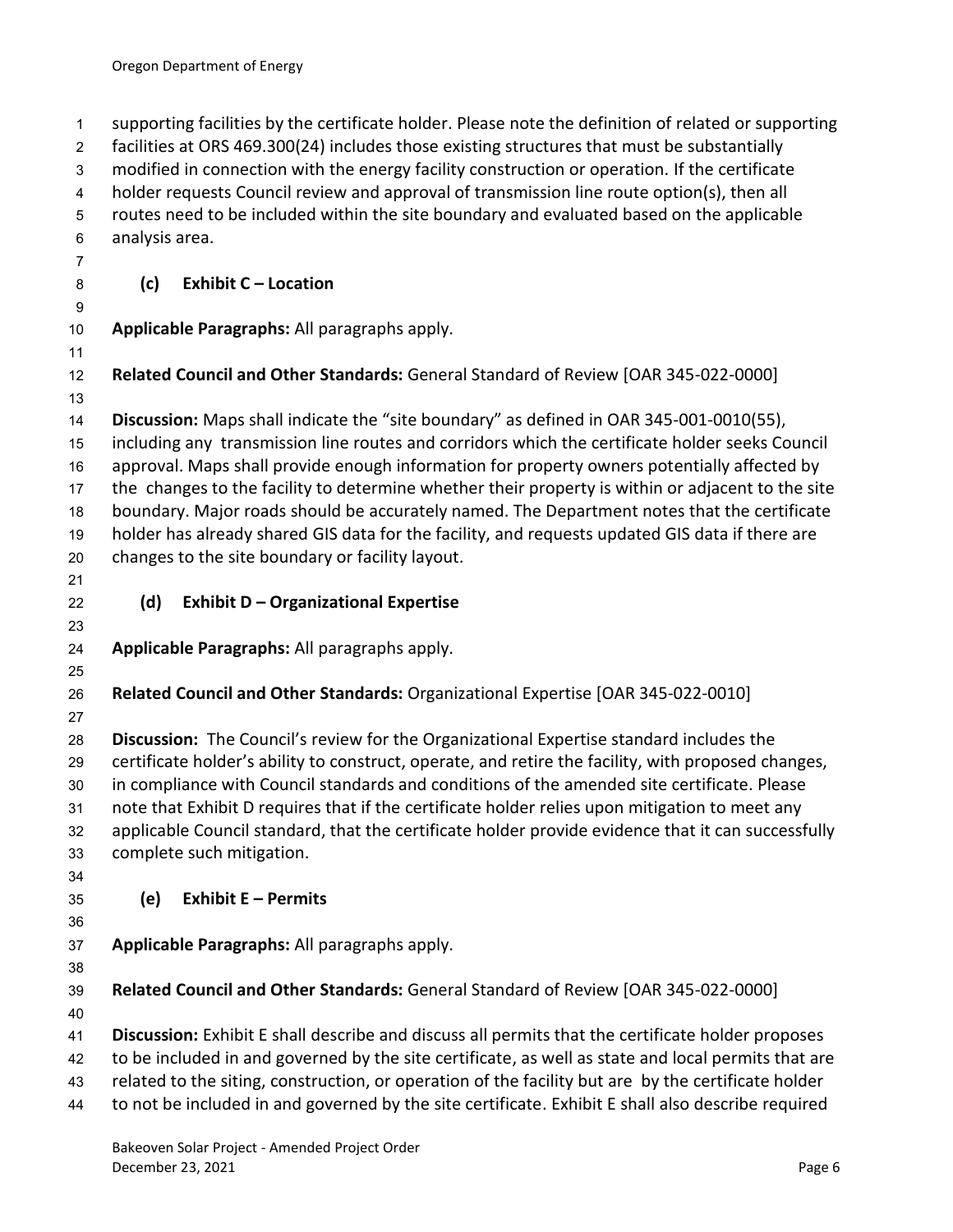supporting facilities by the certificate holder. Please note the definition of related or supporting facilities at ORS 469.300(24) includes those existing structures that must be substantially modified in connection with the energy facility construction or operation. If the certificate holder requests Council review and approval of transmission line route option(s), then all routes need to be included within the site boundary and evaluated based on the applicable analysis area.

### (c) Exhibit C – Location

**Applicable Paragraphs:** All paragraphs apply.

**Related Council and Other Standards:** General Standard of Review [OAR 345-022-0000]

**Discussion:** Maps shall indicate the "site boundary" as defined in OAR 345-001-0010(55), including any transmission line routes and corridors which the certificate holder seeks Council approval. Maps shall provide enough information for property owners potentially affected by the changes to the facility to determine whether their property is within or adjacent to the site boundary. Major roads should be accurately named. The Department notes that the certificate holder has already shared GIS data for the facility, and requests updated GIS data if there are changes to the site boundary or facility layout.

### (d) Exhibit D – Organizational Expertise

**Applicable Paragraphs:** All paragraphs apply.

**Related Council and Other Standards:** Organizational Expertise [OAR 345-022-0010]

**Discussion:** The Council's review for the Organizational Expertise standard includes the certificate holder's ability to construct, operate, and retire the facility, with proposed changes, in compliance with Council standards and conditions of the amended site certificate. Please note that Exhibit D requires that if the certificate holder relies upon mitigation to meet any applicable Council standard, that the certificate holder provide evidence that it can successfully complete such mitigation.

### (e) Exhibit E – Permits

**Applicable Paragraphs:** All paragraphs apply.

**Related Council and Other Standards:** General Standard of Review [OAR 345-022-0000]

**Discussion:** Exhibit E shall describe and discuss all permits that the certificate holder proposes to be included in and governed by the site certificate, as well as state and local permits that are related to the siting, construction, or operation of the facility but are by the certificate holder to not be included in and governed by the site certificate. Exhibit E shall also describe required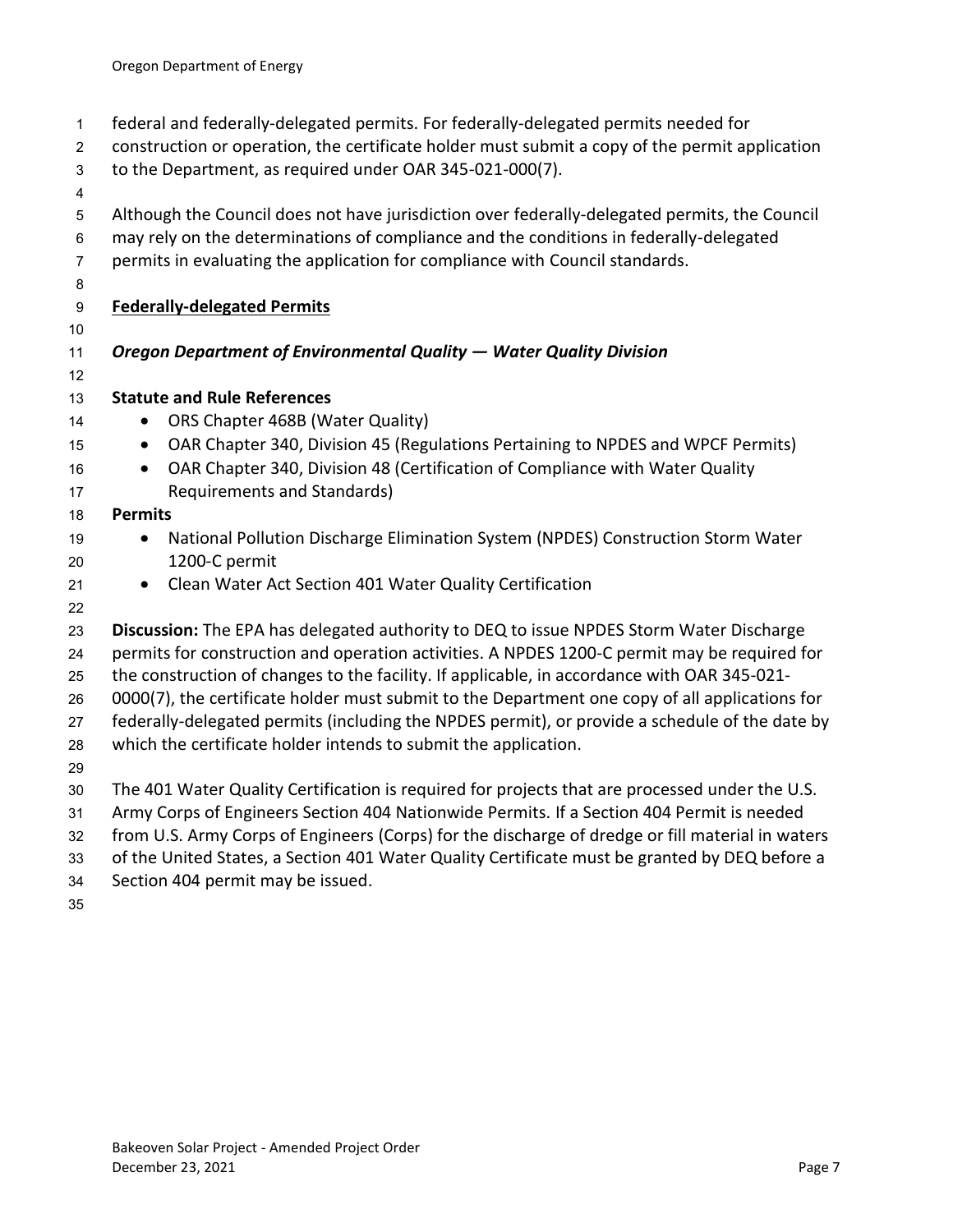federal and federally-delegated permits. For federally-delegated permits needed for construction or operation, the certificate holder must submit a copy of the permit application to the Department, as required under OAR 345-021-000(7).

Although the Council does not have jurisdiction over federally-delegated permits, the Council may rely on the determinations of compliance and the conditions in federally-delegated permits in evaluating the application for compliance with Council standards.

**Federally-delegated Permits**

***Oregon Department of Environmental Quality — Water Quality Division***

**Statute and Rule References**

- ORS Chapter 468B (Water Quality)
- OAR Chapter 340, Division 45 (Regulations Pertaining to NPDES and WPCF Permits)
- OAR Chapter 340, Division 48 (Certification of Compliance with Water Quality Requirements and Standards)

**Permits**

- National Pollution Discharge Elimination System (NPDES) Construction Storm Water 1200-C permit
- Clean Water Act Section 401 Water Quality Certification

**Discussion:** The EPA has delegated authority to DEQ to issue NPDES Storm Water Discharge permits for construction and operation activities. A NPDES 1200-C permit may be required for the construction of changes to the facility. If applicable, in accordance with OAR 345-021-0000(7), the certificate holder must submit to the Department one copy of all applications for federally-delegated permits (including the NPDES permit), or provide a schedule of the date by which the certificate holder intends to submit the application.

The 401 Water Quality Certification is required for projects that are processed under the U.S. Army Corps of Engineers Section 404 Nationwide Permits. If a Section 404 Permit is needed from U.S. Army Corps of Engineers (Corps) for the discharge of dredge or fill material in waters of the United States, a Section 401 Water Quality Certificate must be granted by DEQ before a Section 404 permit may be issued.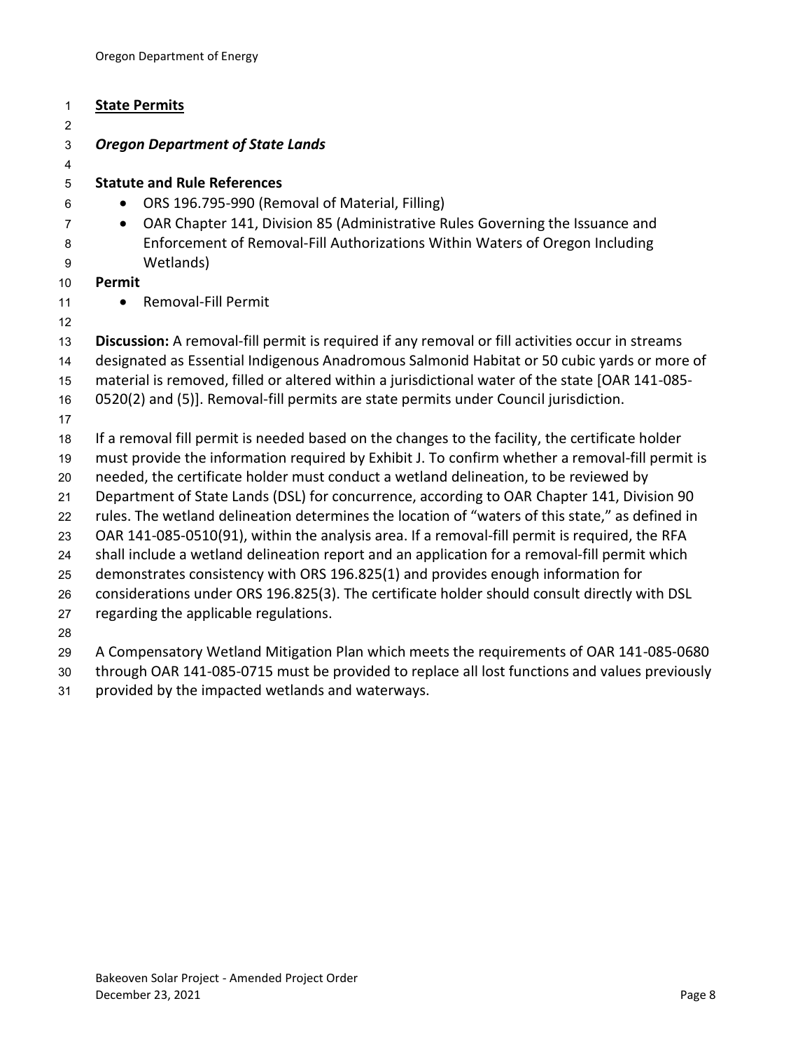## State Permits

### *Oregon Department of State Lands*

**Statute and Rule References**

- ORS 196.795-990 (Removal of Material, Filling)
- OAR Chapter 141, Division 85 (Administrative Rules Governing the Issuance and Enforcement of Removal-Fill Authorizations Within Waters of Oregon Including Wetlands)

**Permit**

- Removal-Fill Permit

**Discussion:** A removal-fill permit is required if any removal or fill activities occur in streams designated as Essential Indigenous Anadromous Salmonid Habitat or 50 cubic yards or more of material is removed, filled or altered within a jurisdictional water of the state [OAR 141-085-0520(2) and (5)]. Removal-fill permits are state permits under Council jurisdiction.

If a removal fill permit is needed based on the changes to the facility, the certificate holder must provide the information required by Exhibit J. To confirm whether a removal-fill permit is needed, the certificate holder must conduct a wetland delineation, to be reviewed by Department of State Lands (DSL) for concurrence, according to OAR Chapter 141, Division 90 rules. The wetland delineation determines the location of "waters of this state," as defined in OAR 141-085-0510(91), within the analysis area. If a removal-fill permit is required, the RFA shall include a wetland delineation report and an application for a removal-fill permit which demonstrates consistency with ORS 196.825(1) and provides enough information for considerations under ORS 196.825(3). The certificate holder should consult directly with DSL regarding the applicable regulations.

A Compensatory Wetland Mitigation Plan which meets the requirements of OAR 141-085-0680 through OAR 141-085-0715 must be provided to replace all lost functions and values previously provided by the impacted wetlands and waterways.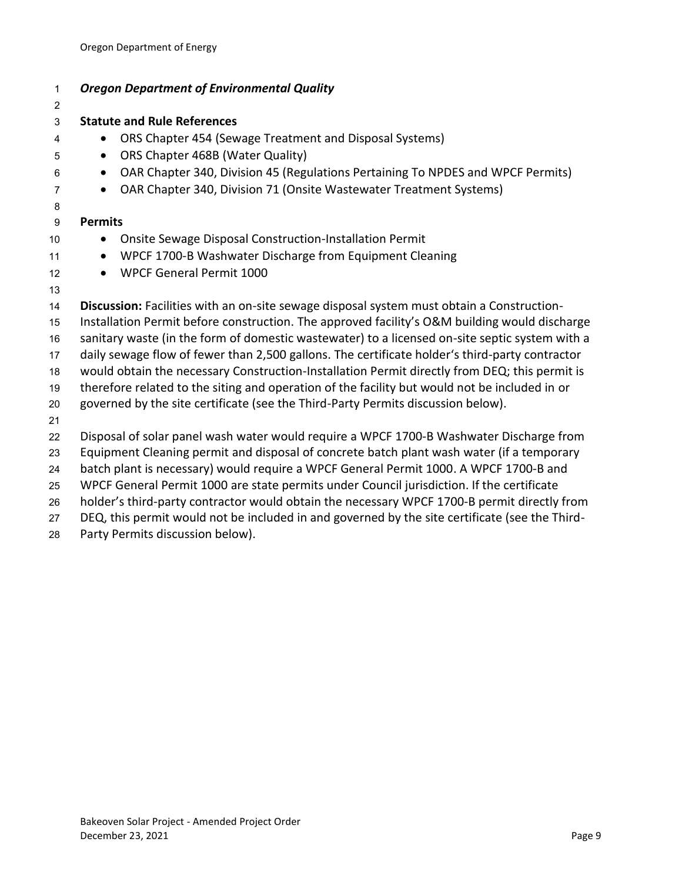***Oregon Department of Environmental Quality***

**Statute and Rule References**

- ORS Chapter 454 (Sewage Treatment and Disposal Systems)
- ORS Chapter 468B (Water Quality)
- OAR Chapter 340, Division 45 (Regulations Pertaining To NPDES and WPCF Permits)
- OAR Chapter 340, Division 71 (Onsite Wastewater Treatment Systems)

**Permits**

- Onsite Sewage Disposal Construction-Installation Permit
- WPCF 1700-B Washwater Discharge from Equipment Cleaning
- WPCF General Permit 1000

**Discussion:** Facilities with an on-site sewage disposal system must obtain a Construction-Installation Permit before construction. The approved facility's O&M building would discharge sanitary waste (in the form of domestic wastewater) to a licensed on-site septic system with a daily sewage flow of fewer than 2,500 gallons. The certificate holder's third-party contractor would obtain the necessary Construction-Installation Permit directly from DEQ; this permit is therefore related to the siting and operation of the facility but would not be included in or governed by the site certificate (see the Third-Party Permits discussion below).

Disposal of solar panel wash water would require a WPCF 1700-B Washwater Discharge from Equipment Cleaning permit and disposal of concrete batch plant wash water (if a temporary batch plant is necessary) would require a WPCF General Permit 1000. A WPCF 1700-B and WPCF General Permit 1000 are state permits under Council jurisdiction. If the certificate holder's third-party contractor would obtain the necessary WPCF 1700-B permit directly from DEQ, this permit would not be included in and governed by the site certificate (see the Third-Party Permits discussion below).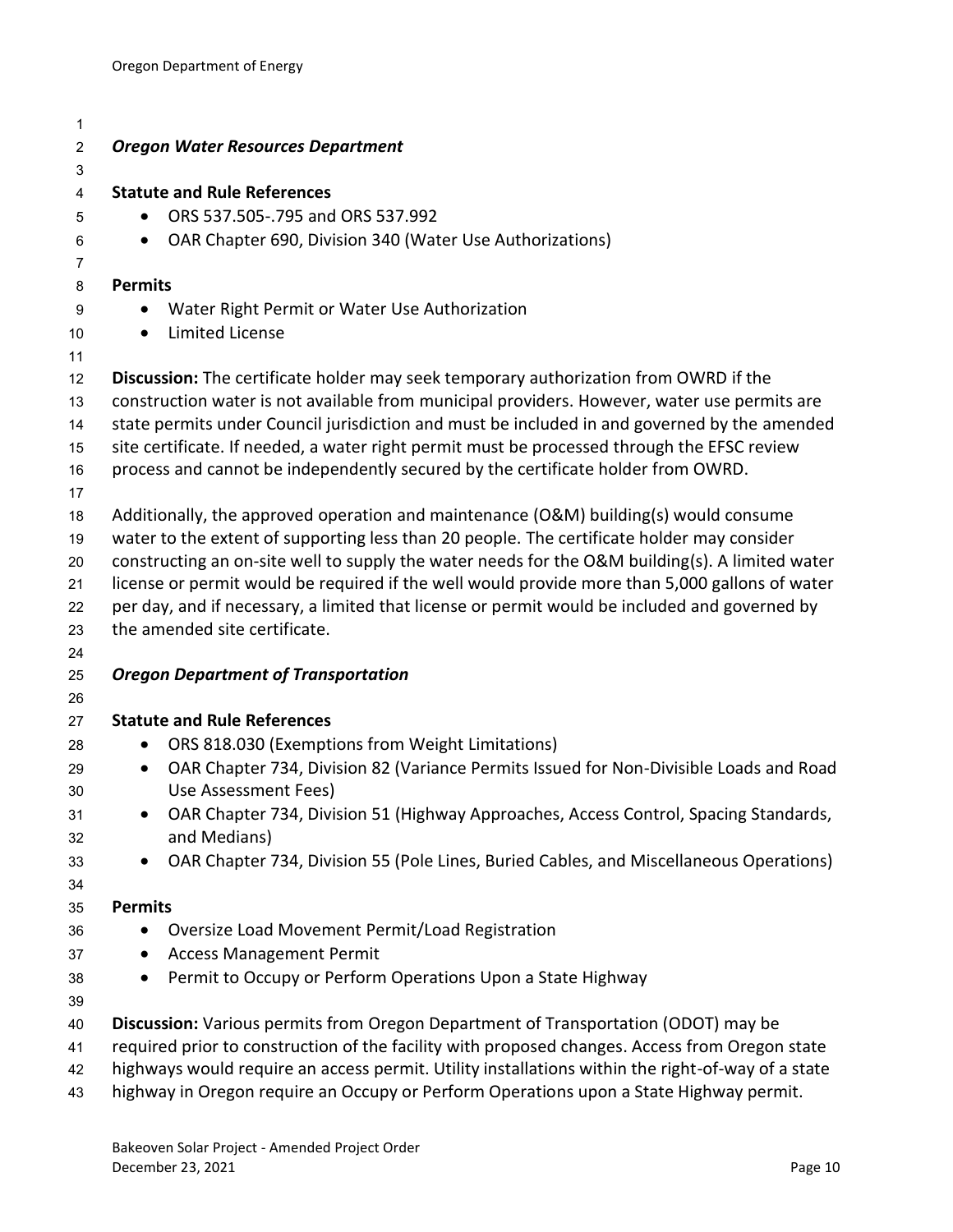***Oregon Water Resources Department***

**Statute and Rule References**

- ORS 537.505-.795 and ORS 537.992
- OAR Chapter 690, Division 340 (Water Use Authorizations)

**Permits**

- Water Right Permit or Water Use Authorization
- Limited License

**Discussion:** The certificate holder may seek temporary authorization from OWRD if the construction water is not available from municipal providers. However, water use permits are state permits under Council jurisdiction and must be included in and governed by the amended site certificate. If needed, a water right permit must be processed through the EFSC review process and cannot be independently secured by the certificate holder from OWRD.

Additionally, the approved operation and maintenance (O&M) building(s) would consume water to the extent of supporting less than 20 people. The certificate holder may consider constructing an on-site well to supply the water needs for the O&M building(s). A limited water license or permit would be required if the well would provide more than 5,000 gallons of water per day, and if necessary, a limited that license or permit would be included and governed by the amended site certificate.

***Oregon Department of Transportation***

**Statute and Rule References**

- ORS 818.030 (Exemptions from Weight Limitations)
- OAR Chapter 734, Division 82 (Variance Permits Issued for Non-Divisible Loads and Road Use Assessment Fees)
- OAR Chapter 734, Division 51 (Highway Approaches, Access Control, Spacing Standards, and Medians)
- OAR Chapter 734, Division 55 (Pole Lines, Buried Cables, and Miscellaneous Operations)

**Permits**

- Oversize Load Movement Permit/Load Registration
- Access Management Permit
- Permit to Occupy or Perform Operations Upon a State Highway

**Discussion:** Various permits from Oregon Department of Transportation (ODOT) may be required prior to construction of the facility with proposed changes. Access from Oregon state highways would require an access permit. Utility installations within the right-of-way of a state highway in Oregon require an Occupy or Perform Operations upon a State Highway permit.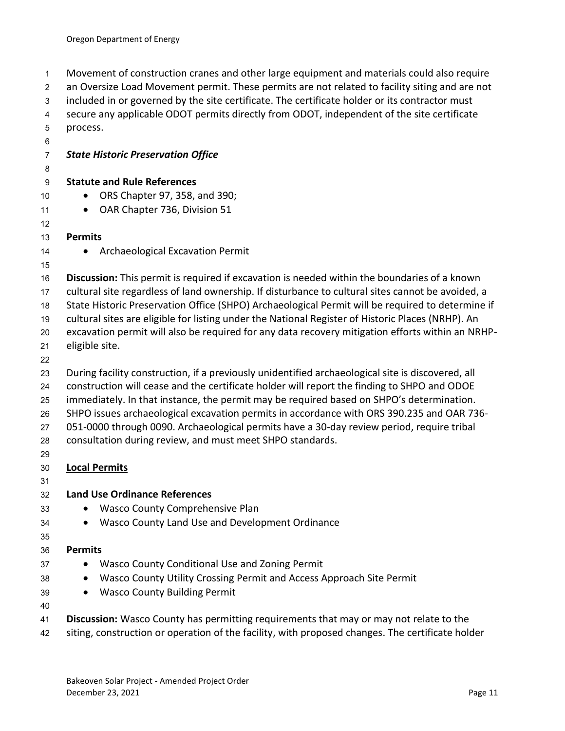Movement of construction cranes and other large equipment and materials could also require an Oversize Load Movement permit. These permits are not related to facility siting and are not included in or governed by the site certificate. The certificate holder or its contractor must secure any applicable ODOT permits directly from ODOT, independent of the site certificate process.

***State Historic Preservation Office***

**Statute and Rule References**

- ORS Chapter 97, 358, and 390;
- OAR Chapter 736, Division 51

**Permits**

- Archaeological Excavation Permit

**Discussion:** This permit is required if excavation is needed within the boundaries of a known cultural site regardless of land ownership. If disturbance to cultural sites cannot be avoided, a State Historic Preservation Office (SHPO) Archaeological Permit will be required to determine if cultural sites are eligible for listing under the National Register of Historic Places (NRHP). An excavation permit will also be required for any data recovery mitigation efforts within an NRHP-eligible site.

During facility construction, if a previously unidentified archaeological site is discovered, all construction will cease and the certificate holder will report the finding to SHPO and ODOE immediately. In that instance, the permit may be required based on SHPO's determination. SHPO issues archaeological excavation permits in accordance with ORS 390.235 and OAR 736-051-0000 through 0090. Archaeological permits have a 30-day review period, require tribal consultation during review, and must meet SHPO standards.

## Local Permits

**Land Use Ordinance References**

- Wasco County Comprehensive Plan
- Wasco County Land Use and Development Ordinance

**Permits**

- Wasco County Conditional Use and Zoning Permit
- Wasco County Utility Crossing Permit and Access Approach Site Permit
- Wasco County Building Permit

**Discussion:** Wasco County has permitting requirements that may or may not relate to the siting, construction or operation of the facility, with proposed changes. The certificate holder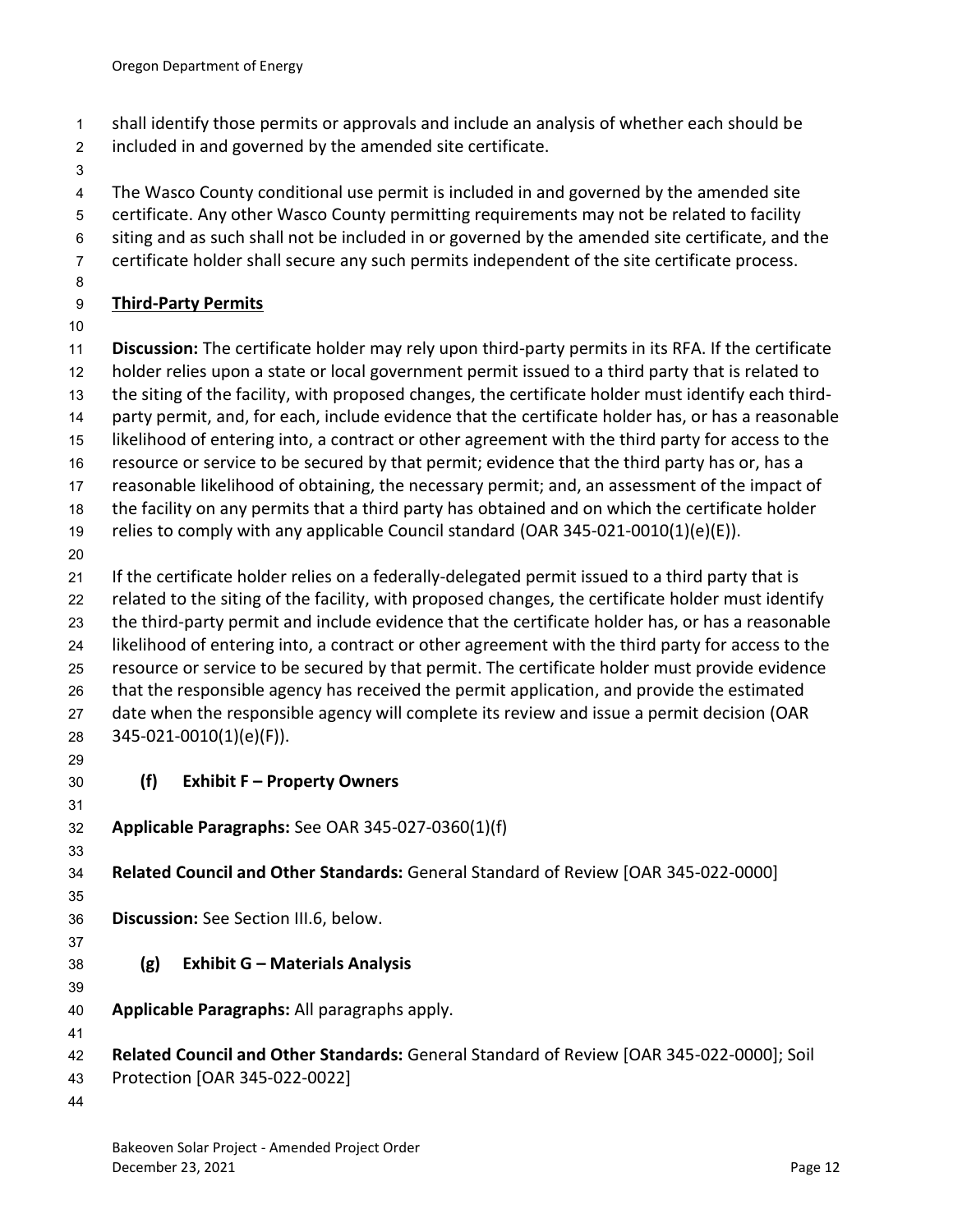shall identify those permits or approvals and include an analysis of whether each should be included in and governed by the amended site certificate.

The Wasco County conditional use permit is included in and governed by the amended site certificate. Any other Wasco County permitting requirements may not be related to facility siting and as such shall not be included in or governed by the amended site certificate, and the certificate holder shall secure any such permits independent of the site certificate process.

**Third-Party Permits**

**Discussion:** The certificate holder may rely upon third-party permits in its RFA. If the certificate holder relies upon a state or local government permit issued to a third party that is related to the siting of the facility, with proposed changes, the certificate holder must identify each third-party permit, and, for each, include evidence that the certificate holder has, or has a reasonable likelihood of entering into, a contract or other agreement with the third party for access to the resource or service to be secured by that permit; evidence that the third party has or, has a reasonable likelihood of obtaining, the necessary permit; and, an assessment of the impact of the facility on any permits that a third party has obtained and on which the certificate holder relies to comply with any applicable Council standard (OAR 345-021-0010(1)(e)(E)).

If the certificate holder relies on a federally-delegated permit issued to a third party that is related to the siting of the facility, with proposed changes, the certificate holder must identify the third-party permit and include evidence that the certificate holder has, or has a reasonable likelihood of entering into, a contract or other agreement with the third party for access to the resource or service to be secured by that permit. The certificate holder must provide evidence that the responsible agency has received the permit application, and provide the estimated date when the responsible agency will complete its review and issue a permit decision (OAR 345-021-0010(1)(e)(F)).

### (f) Exhibit F – Property Owners

**Applicable Paragraphs:** See OAR 345-027-0360(1)(f)

**Related Council and Other Standards:** General Standard of Review [OAR 345-022-0000]

**Discussion:** See Section III.6, below.

### (g) Exhibit G – Materials Analysis

**Applicable Paragraphs:** All paragraphs apply.

**Related Council and Other Standards:** General Standard of Review [OAR 345-022-0000]; Soil Protection [OAR 345-022-0022]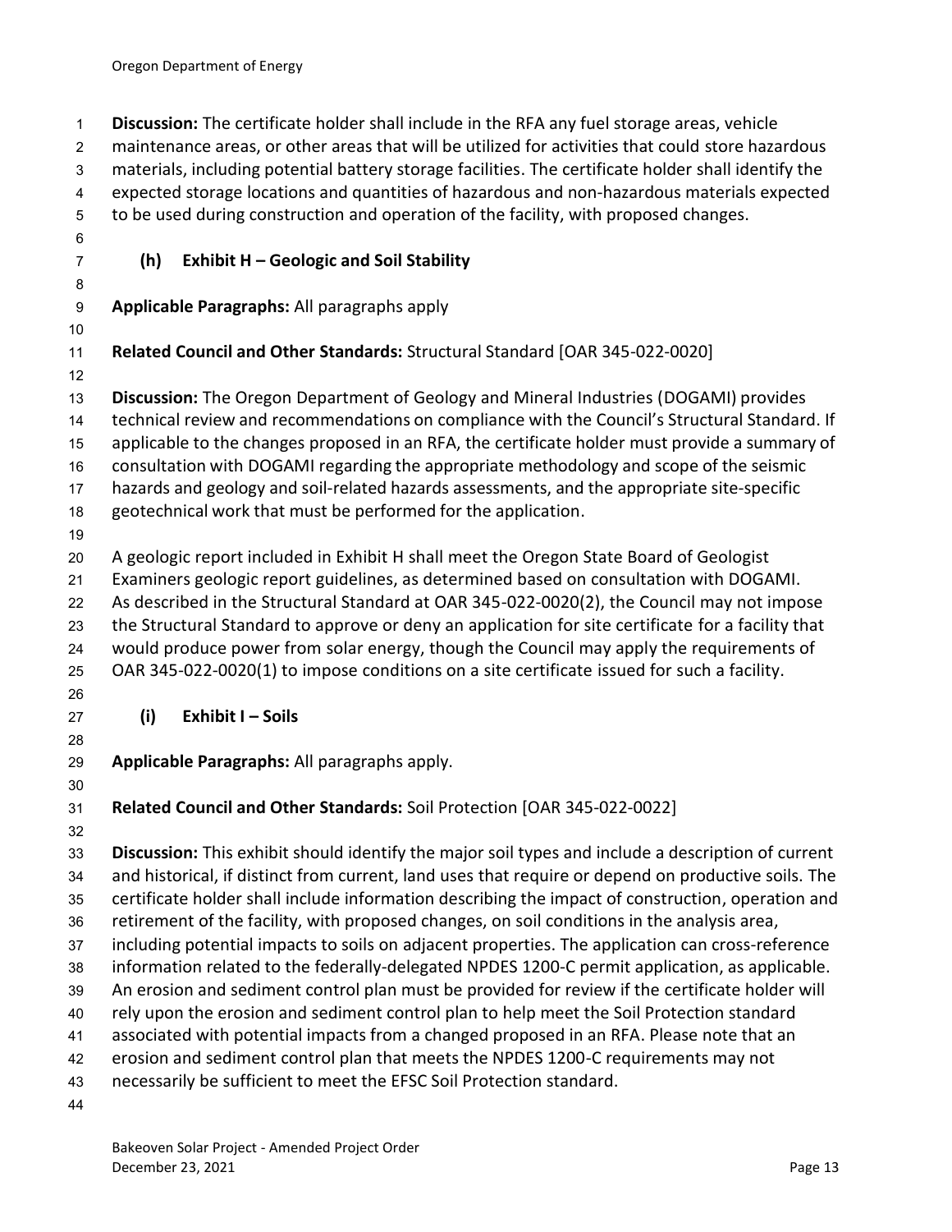**Discussion:** The certificate holder shall include in the RFA any fuel storage areas, vehicle maintenance areas, or other areas that will be utilized for activities that could store hazardous materials, including potential battery storage facilities. The certificate holder shall identify the expected storage locations and quantities of hazardous and non-hazardous materials expected to be used during construction and operation of the facility, with proposed changes.

### (h) Exhibit H – Geologic and Soil Stability

**Applicable Paragraphs:** All paragraphs apply

**Related Council and Other Standards:** Structural Standard [OAR 345-022-0020]

**Discussion:** The Oregon Department of Geology and Mineral Industries (DOGAMI) provides technical review and recommendations on compliance with the Council's Structural Standard. If applicable to the changes proposed in an RFA, the certificate holder must provide a summary of consultation with DOGAMI regarding the appropriate methodology and scope of the seismic hazards and geology and soil-related hazards assessments, and the appropriate site-specific geotechnical work that must be performed for the application.

A geologic report included in Exhibit H shall meet the Oregon State Board of Geologist Examiners geologic report guidelines, as determined based on consultation with DOGAMI. As described in the Structural Standard at OAR 345-022-0020(2), the Council may not impose the Structural Standard to approve or deny an application for site certificate for a facility that would produce power from solar energy, though the Council may apply the requirements of OAR 345-022-0020(1) to impose conditions on a site certificate issued for such a facility.

### (i) Exhibit I – Soils

**Applicable Paragraphs:** All paragraphs apply.

**Related Council and Other Standards:** Soil Protection [OAR 345-022-0022]

**Discussion:** This exhibit should identify the major soil types and include a description of current and historical, if distinct from current, land uses that require or depend on productive soils. The certificate holder shall include information describing the impact of construction, operation and retirement of the facility, with proposed changes, on soil conditions in the analysis area, including potential impacts to soils on adjacent properties. The application can cross-reference information related to the federally-delegated NPDES 1200-C permit application, as applicable. An erosion and sediment control plan must be provided for review if the certificate holder will rely upon the erosion and sediment control plan to help meet the Soil Protection standard associated with potential impacts from a changed proposed in an RFA. Please note that an erosion and sediment control plan that meets the NPDES 1200-C requirements may not necessarily be sufficient to meet the EFSC Soil Protection standard.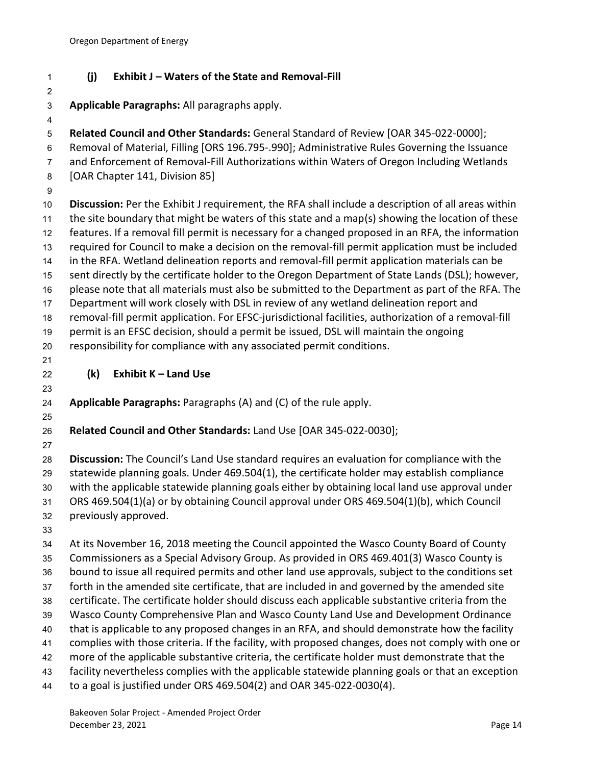### (j) Exhibit J – Waters of the State and Removal-Fill

**Applicable Paragraphs:** All paragraphs apply.

**Related Council and Other Standards:** General Standard of Review [OAR 345-022-0000]; Removal of Material, Filling [ORS 196.795-.990]; Administrative Rules Governing the Issuance and Enforcement of Removal-Fill Authorizations within Waters of Oregon Including Wetlands [OAR Chapter 141, Division 85]

**Discussion:** Per the Exhibit J requirement, the RFA shall include a description of all areas within the site boundary that might be waters of this state and a map(s) showing the location of these features. If a removal fill permit is necessary for a changed proposed in an RFA, the information required for Council to make a decision on the removal-fill permit application must be included in the RFA. Wetland delineation reports and removal-fill permit application materials can be sent directly by the certificate holder to the Oregon Department of State Lands (DSL); however, please note that all materials must also be submitted to the Department as part of the RFA. The Department will work closely with DSL in review of any wetland delineation report and removal-fill permit application. For EFSC-jurisdictional facilities, authorization of a removal-fill permit is an EFSC decision, should a permit be issued, DSL will maintain the ongoing responsibility for compliance with any associated permit conditions.

### (k) Exhibit K – Land Use

**Applicable Paragraphs:** Paragraphs (A) and (C) of the rule apply.

**Related Council and Other Standards:** Land Use [OAR 345-022-0030];

**Discussion:** The Council's Land Use standard requires an evaluation for compliance with the statewide planning goals. Under 469.504(1), the certificate holder may establish compliance with the applicable statewide planning goals either by obtaining local land use approval under ORS 469.504(1)(a) or by obtaining Council approval under ORS 469.504(1)(b), which Council previously approved.

At its November 16, 2018 meeting the Council appointed the Wasco County Board of County Commissioners as a Special Advisory Group. As provided in ORS 469.401(3) Wasco County is bound to issue all required permits and other land use approvals, subject to the conditions set forth in the amended site certificate, that are included in and governed by the amended site certificate. The certificate holder should discuss each applicable substantive criteria from the Wasco County Comprehensive Plan and Wasco County Land Use and Development Ordinance that is applicable to any proposed changes in an RFA, and should demonstrate how the facility complies with those criteria. If the facility, with proposed changes, does not comply with one or more of the applicable substantive criteria, the certificate holder must demonstrate that the facility nevertheless complies with the applicable statewide planning goals or that an exception to a goal is justified under ORS 469.504(2) and OAR 345-022-0030(4).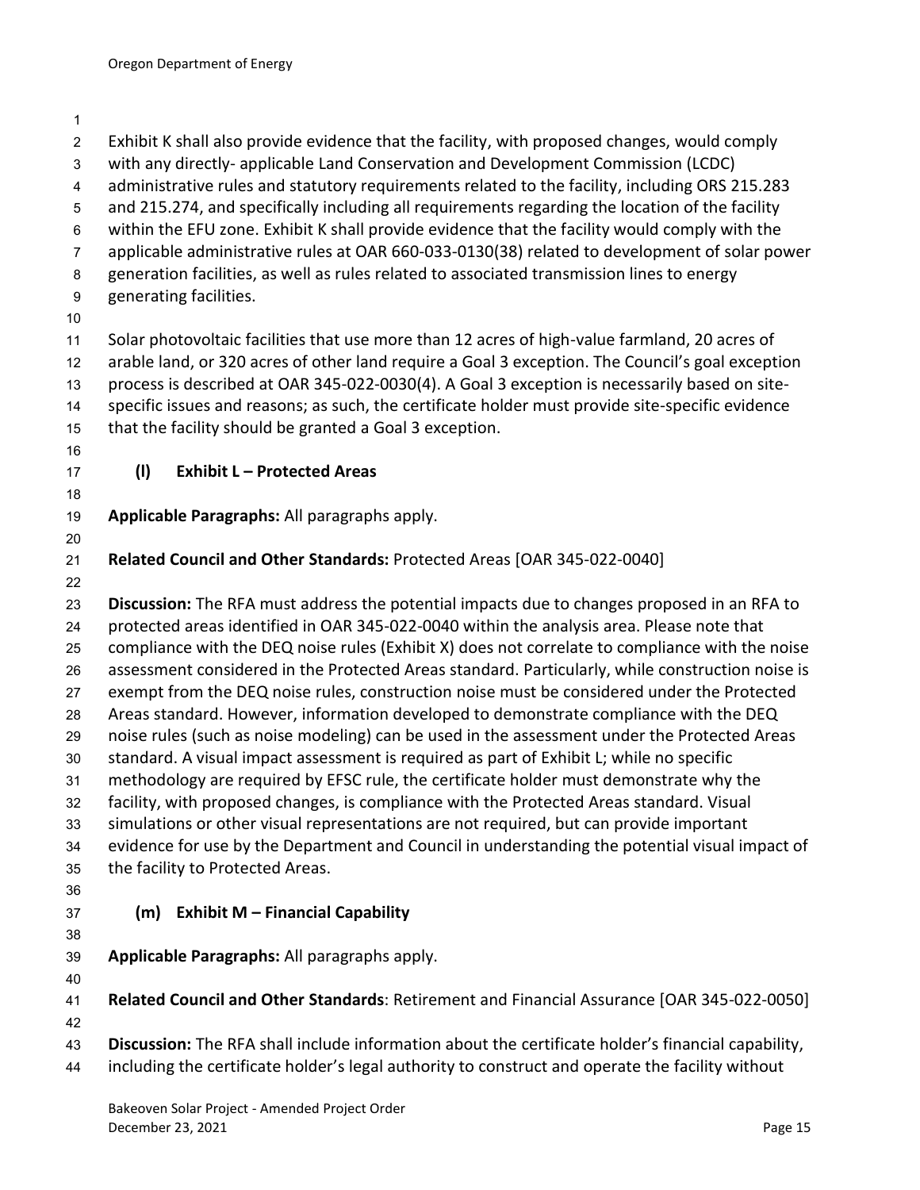Exhibit K shall also provide evidence that the facility, with proposed changes, would comply with any directly- applicable Land Conservation and Development Commission (LCDC) administrative rules and statutory requirements related to the facility, including ORS 215.283 and 215.274, and specifically including all requirements regarding the location of the facility within the EFU zone. Exhibit K shall provide evidence that the facility would comply with the applicable administrative rules at OAR 660-033-0130(38) related to development of solar power generation facilities, as well as rules related to associated transmission lines to energy generating facilities.

Solar photovoltaic facilities that use more than 12 acres of high-value farmland, 20 acres of arable land, or 320 acres of other land require a Goal 3 exception. The Council's goal exception process is described at OAR 345-022-0030(4). A Goal 3 exception is necessarily based on site-specific issues and reasons; as such, the certificate holder must provide site-specific evidence that the facility should be granted a Goal 3 exception.

### (l) Exhibit L – Protected Areas

**Applicable Paragraphs:** All paragraphs apply.

**Related Council and Other Standards:** Protected Areas [OAR 345-022-0040]

**Discussion:** The RFA must address the potential impacts due to changes proposed in an RFA to protected areas identified in OAR 345-022-0040 within the analysis area. Please note that compliance with the DEQ noise rules (Exhibit X) does not correlate to compliance with the noise assessment considered in the Protected Areas standard. Particularly, while construction noise is exempt from the DEQ noise rules, construction noise must be considered under the Protected Areas standard. However, information developed to demonstrate compliance with the DEQ noise rules (such as noise modeling) can be used in the assessment under the Protected Areas standard. A visual impact assessment is required as part of Exhibit L; while no specific methodology are required by EFSC rule, the certificate holder must demonstrate why the facility, with proposed changes, is compliance with the Protected Areas standard. Visual simulations or other visual representations are not required, but can provide important evidence for use by the Department and Council in understanding the potential visual impact of the facility to Protected Areas.

### (m) Exhibit M – Financial Capability

**Applicable Paragraphs:** All paragraphs apply.

**Related Council and Other Standards**: Retirement and Financial Assurance [OAR 345-022-0050]

**Discussion:** The RFA shall include information about the certificate holder's financial capability, including the certificate holder's legal authority to construct and operate the facility without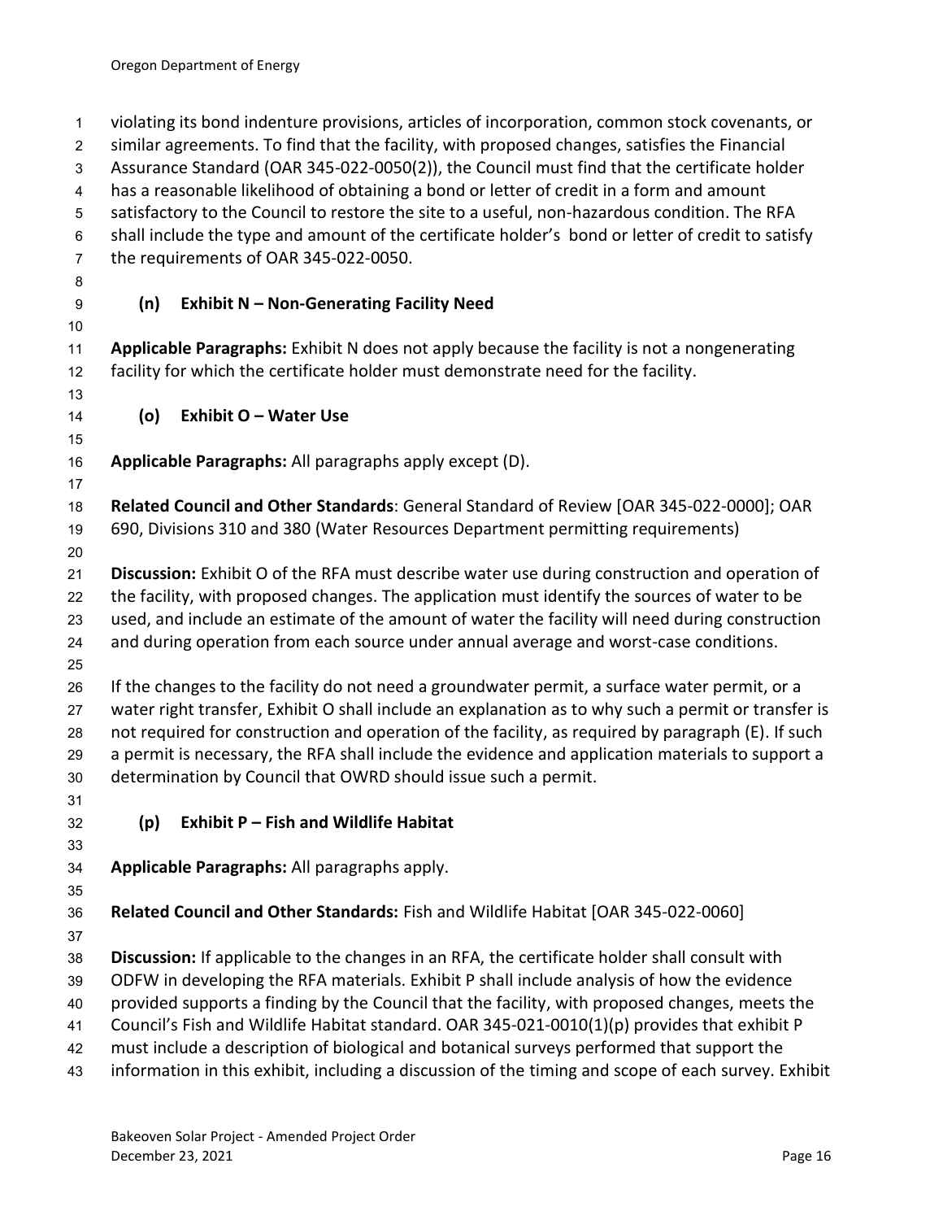violating its bond indenture provisions, articles of incorporation, common stock covenants, or similar agreements. To find that the facility, with proposed changes, satisfies the Financial Assurance Standard (OAR 345-022-0050(2)), the Council must find that the certificate holder has a reasonable likelihood of obtaining a bond or letter of credit in a form and amount satisfactory to the Council to restore the site to a useful, non-hazardous condition. The RFA shall include the type and amount of the certificate holder's bond or letter of credit to satisfy the requirements of OAR 345-022-0050.

### (n) Exhibit N – Non-Generating Facility Need

**Applicable Paragraphs:** Exhibit N does not apply because the facility is not a nongenerating facility for which the certificate holder must demonstrate need for the facility.

### (o) Exhibit O – Water Use

**Applicable Paragraphs:** All paragraphs apply except (D).

**Related Council and Other Standards**: General Standard of Review [OAR 345-022-0000]; OAR 690, Divisions 310 and 380 (Water Resources Department permitting requirements)

**Discussion:** Exhibit O of the RFA must describe water use during construction and operation of the facility, with proposed changes. The application must identify the sources of water to be used, and include an estimate of the amount of water the facility will need during construction and during operation from each source under annual average and worst-case conditions.

If the changes to the facility do not need a groundwater permit, a surface water permit, or a water right transfer, Exhibit O shall include an explanation as to why such a permit or transfer is not required for construction and operation of the facility, as required by paragraph (E). If such a permit is necessary, the RFA shall include the evidence and application materials to support a determination by Council that OWRD should issue such a permit.

### (p) Exhibit P – Fish and Wildlife Habitat

**Applicable Paragraphs:** All paragraphs apply.

**Related Council and Other Standards:** Fish and Wildlife Habitat [OAR 345-022-0060]

**Discussion:** If applicable to the changes in an RFA, the certificate holder shall consult with ODFW in developing the RFA materials. Exhibit P shall include analysis of how the evidence provided supports a finding by the Council that the facility, with proposed changes, meets the Council's Fish and Wildlife Habitat standard. OAR 345-021-0010(1)(p) provides that exhibit P must include a description of biological and botanical surveys performed that support the information in this exhibit, including a discussion of the timing and scope of each survey. Exhibit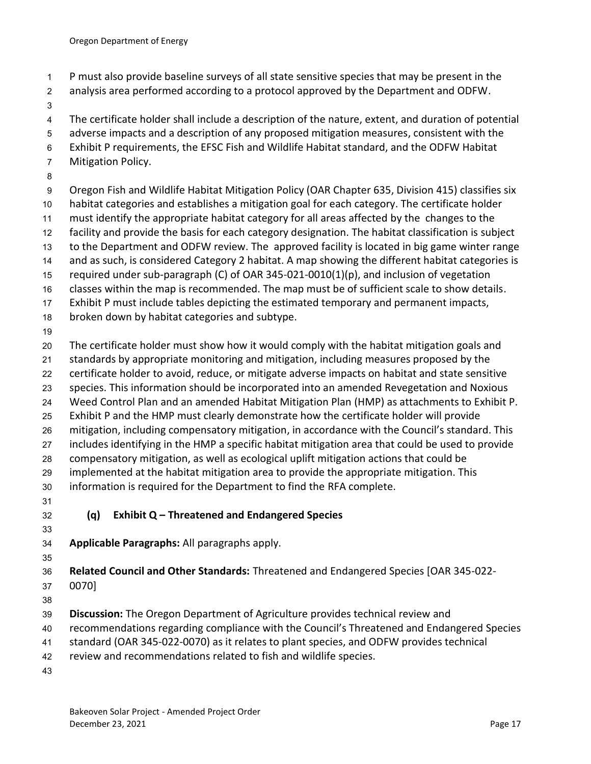P must also provide baseline surveys of all state sensitive species that may be present in the analysis area performed according to a protocol approved by the Department and ODFW.

The certificate holder shall include a description of the nature, extent, and duration of potential adverse impacts and a description of any proposed mitigation measures, consistent with the Exhibit P requirements, the EFSC Fish and Wildlife Habitat standard, and the ODFW Habitat Mitigation Policy.

Oregon Fish and Wildlife Habitat Mitigation Policy (OAR Chapter 635, Division 415) classifies six habitat categories and establishes a mitigation goal for each category. The certificate holder must identify the appropriate habitat category for all areas affected by the changes to the facility and provide the basis for each category designation. The habitat classification is subject to the Department and ODFW review. The approved facility is located in big game winter range and as such, is considered Category 2 habitat. A map showing the different habitat categories is required under sub-paragraph (C) of OAR 345-021-0010(1)(p), and inclusion of vegetation classes within the map is recommended. The map must be of sufficient scale to show details. Exhibit P must include tables depicting the estimated temporary and permanent impacts, broken down by habitat categories and subtype.

The certificate holder must show how it would comply with the habitat mitigation goals and standards by appropriate monitoring and mitigation, including measures proposed by the certificate holder to avoid, reduce, or mitigate adverse impacts on habitat and state sensitive species. This information should be incorporated into an amended Revegetation and Noxious Weed Control Plan and an amended Habitat Mitigation Plan (HMP) as attachments to Exhibit P. Exhibit P and the HMP must clearly demonstrate how the certificate holder will provide mitigation, including compensatory mitigation, in accordance with the Council's standard. This includes identifying in the HMP a specific habitat mitigation area that could be used to provide compensatory mitigation, as well as ecological uplift mitigation actions that could be implemented at the habitat mitigation area to provide the appropriate mitigation. This information is required for the Department to find the RFA complete.

### (q) Exhibit Q – Threatened and Endangered Species

**Applicable Paragraphs:** All paragraphs apply.

**Related Council and Other Standards:** Threatened and Endangered Species [OAR 345-022-0070]

**Discussion:** The Oregon Department of Agriculture provides technical review and recommendations regarding compliance with the Council's Threatened and Endangered Species standard (OAR 345-022-0070) as it relates to plant species, and ODFW provides technical review and recommendations related to fish and wildlife species.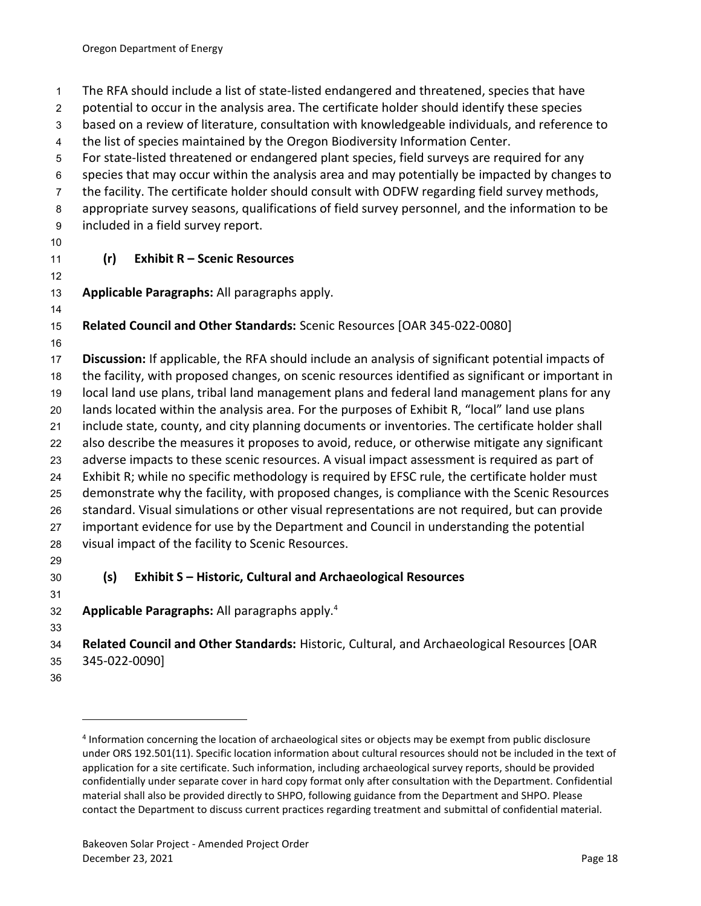The RFA should include a list of state-listed endangered and threatened, species that have potential to occur in the analysis area. The certificate holder should identify these species based on a review of literature, consultation with knowledgeable individuals, and reference to the list of species maintained by the Oregon Biodiversity Information Center.

For state-listed threatened or endangered plant species, field surveys are required for any species that may occur within the analysis area and may potentially be impacted by changes to the facility. The certificate holder should consult with ODFW regarding field survey methods, appropriate survey seasons, qualifications of field survey personnel, and the information to be included in a field survey report.

### (r) Exhibit R – Scenic Resources

**Applicable Paragraphs:** All paragraphs apply.

**Related Council and Other Standards:** Scenic Resources [OAR 345-022-0080]

**Discussion:** If applicable, the RFA should include an analysis of significant potential impacts of the facility, with proposed changes, on scenic resources identified as significant or important in local land use plans, tribal land management plans and federal land management plans for any lands located within the analysis area. For the purposes of Exhibit R, "local" land use plans include state, county, and city planning documents or inventories. The certificate holder shall also describe the measures it proposes to avoid, reduce, or otherwise mitigate any significant adverse impacts to these scenic resources. A visual impact assessment is required as part of Exhibit R; while no specific methodology is required by EFSC rule, the certificate holder must demonstrate why the facility, with proposed changes, is compliance with the Scenic Resources standard. Visual simulations or other visual representations are not required, but can provide important evidence for use by the Department and Council in understanding the potential visual impact of the facility to Scenic Resources.

### (s) Exhibit S – Historic, Cultural and Archaeological Resources

**Applicable Paragraphs:** All paragraphs apply.[4]

**Related Council and Other Standards:** Historic, Cultural, and Archaeological Resources [OAR 345-022-0090]

---

[4] Information concerning the location of archaeological sites or objects may be exempt from public disclosure under ORS 192.501(11). Specific location information about cultural resources should not be included in the text of application for a site certificate. Such information, including archaeological survey reports, should be provided confidentially under separate cover in hard copy format only after consultation with the Department. Confidential material shall also be provided directly to SHPO, following guidance from the Department and SHPO. Please contact the Department to discuss current practices regarding treatment and submittal of confidential material.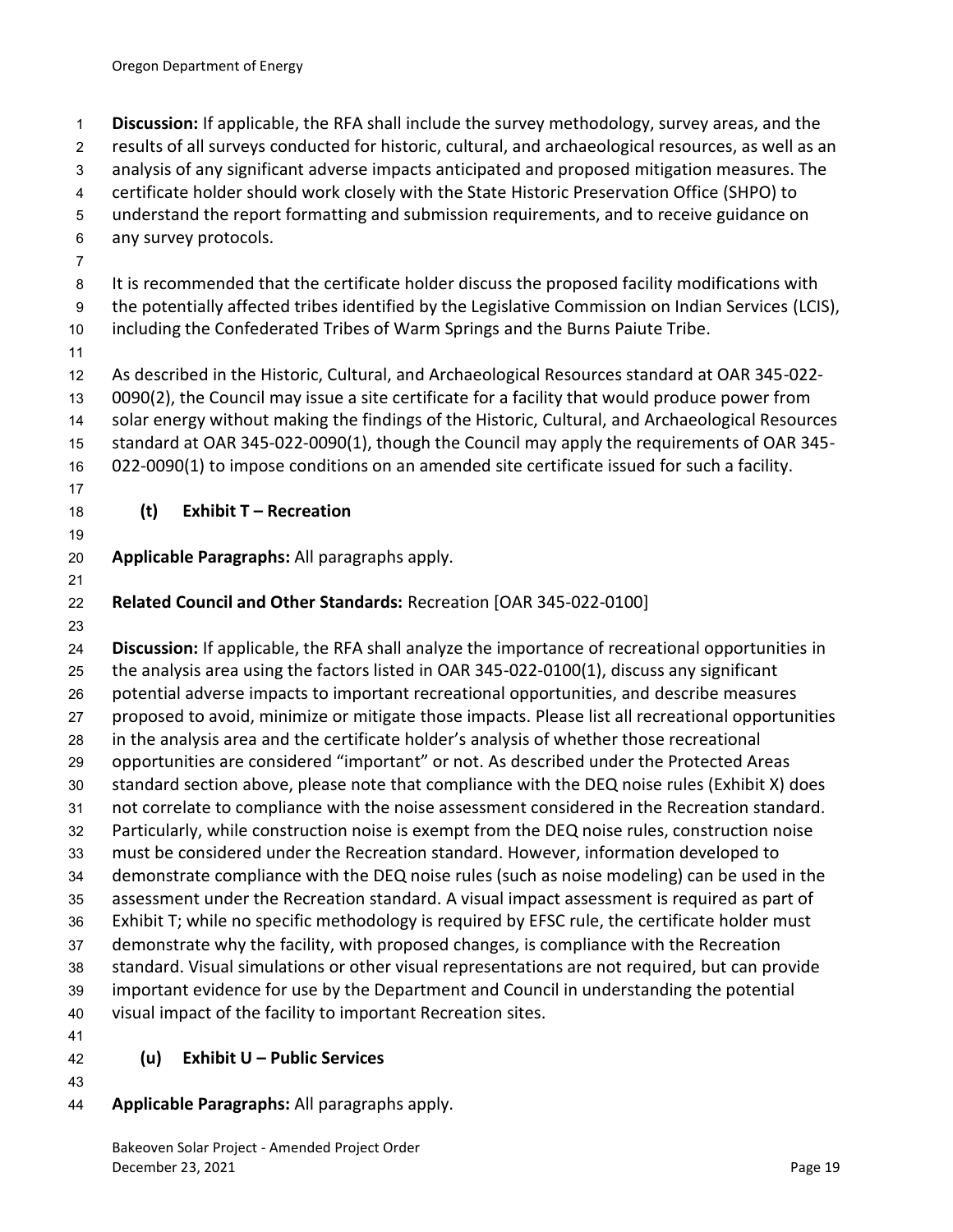**Discussion:** If applicable, the RFA shall include the survey methodology, survey areas, and the results of all surveys conducted for historic, cultural, and archaeological resources, as well as an analysis of any significant adverse impacts anticipated and proposed mitigation measures. The certificate holder should work closely with the State Historic Preservation Office (SHPO) to understand the report formatting and submission requirements, and to receive guidance on any survey protocols.

It is recommended that the certificate holder discuss the proposed facility modifications with the potentially affected tribes identified by the Legislative Commission on Indian Services (LCIS), including the Confederated Tribes of Warm Springs and the Burns Paiute Tribe.

As described in the Historic, Cultural, and Archaeological Resources standard at OAR 345-022-0090(2), the Council may issue a site certificate for a facility that would produce power from solar energy without making the findings of the Historic, Cultural, and Archaeological Resources standard at OAR 345-022-0090(1), though the Council may apply the requirements of OAR 345-022-0090(1) to impose conditions on an amended site certificate issued for such a facility.

### (t) Exhibit T – Recreation

**Applicable Paragraphs:** All paragraphs apply.

**Related Council and Other Standards:** Recreation [OAR 345-022-0100]

**Discussion:** If applicable, the RFA shall analyze the importance of recreational opportunities in the analysis area using the factors listed in OAR 345-022-0100(1), discuss any significant potential adverse impacts to important recreational opportunities, and describe measures proposed to avoid, minimize or mitigate those impacts. Please list all recreational opportunities in the analysis area and the certificate holder's analysis of whether those recreational opportunities are considered "important" or not. As described under the Protected Areas standard section above, please note that compliance with the DEQ noise rules (Exhibit X) does not correlate to compliance with the noise assessment considered in the Recreation standard. Particularly, while construction noise is exempt from the DEQ noise rules, construction noise must be considered under the Recreation standard. However, information developed to demonstrate compliance with the DEQ noise rules (such as noise modeling) can be used in the assessment under the Recreation standard. A visual impact assessment is required as part of Exhibit T; while no specific methodology is required by EFSC rule, the certificate holder must demonstrate why the facility, with proposed changes, is compliance with the Recreation standard. Visual simulations or other visual representations are not required, but can provide important evidence for use by the Department and Council in understanding the potential visual impact of the facility to important Recreation sites.

### (u) Exhibit U – Public Services

**Applicable Paragraphs:** All paragraphs apply.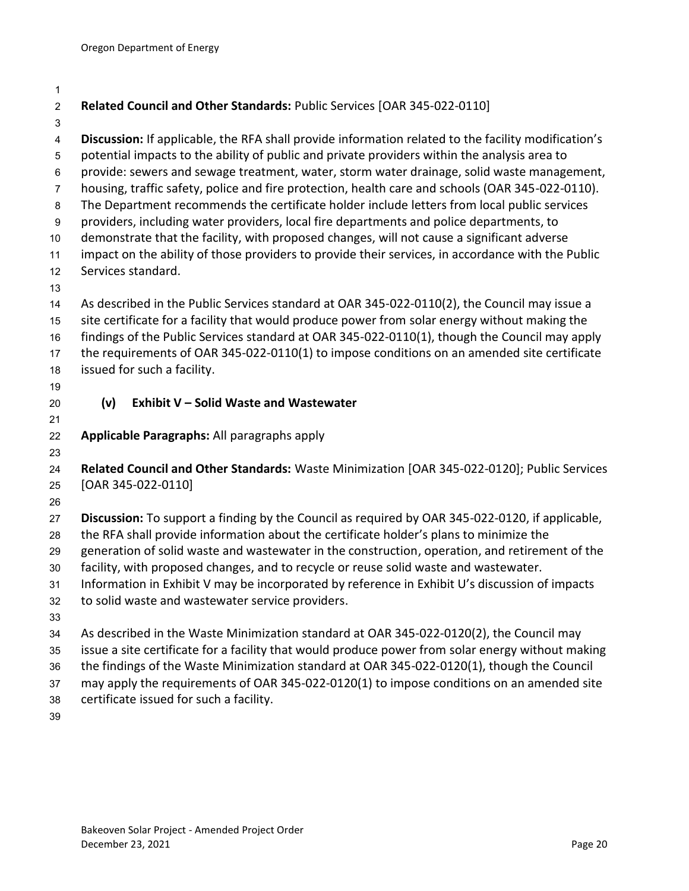**Related Council and Other Standards:** Public Services [OAR 345-022-0110]

**Discussion:** If applicable, the RFA shall provide information related to the facility modification's potential impacts to the ability of public and private providers within the analysis area to provide: sewers and sewage treatment, water, storm water drainage, solid waste management, housing, traffic safety, police and fire protection, health care and schools (OAR 345-022-0110). The Department recommends the certificate holder include letters from local public services providers, including water providers, local fire departments and police departments, to demonstrate that the facility, with proposed changes, will not cause a significant adverse impact on the ability of those providers to provide their services, in accordance with the Public Services standard.

As described in the Public Services standard at OAR 345-022-0110(2), the Council may issue a site certificate for a facility that would produce power from solar energy without making the findings of the Public Services standard at OAR 345-022-0110(1), though the Council may apply the requirements of OAR 345-022-0110(1) to impose conditions on an amended site certificate issued for such a facility.

### (v) Exhibit V – Solid Waste and Wastewater

**Applicable Paragraphs:** All paragraphs apply

**Related Council and Other Standards:** Waste Minimization [OAR 345-022-0120]; Public Services [OAR 345-022-0110]

**Discussion:** To support a finding by the Council as required by OAR 345-022-0120, if applicable, the RFA shall provide information about the certificate holder's plans to minimize the generation of solid waste and wastewater in the construction, operation, and retirement of the facility, with proposed changes, and to recycle or reuse solid waste and wastewater. Information in Exhibit V may be incorporated by reference in Exhibit U's discussion of impacts to solid waste and wastewater service providers.

As described in the Waste Minimization standard at OAR 345-022-0120(2), the Council may issue a site certificate for a facility that would produce power from solar energy without making the findings of the Waste Minimization standard at OAR 345-022-0120(1), though the Council may apply the requirements of OAR 345-022-0120(1) to impose conditions on an amended site certificate issued for such a facility.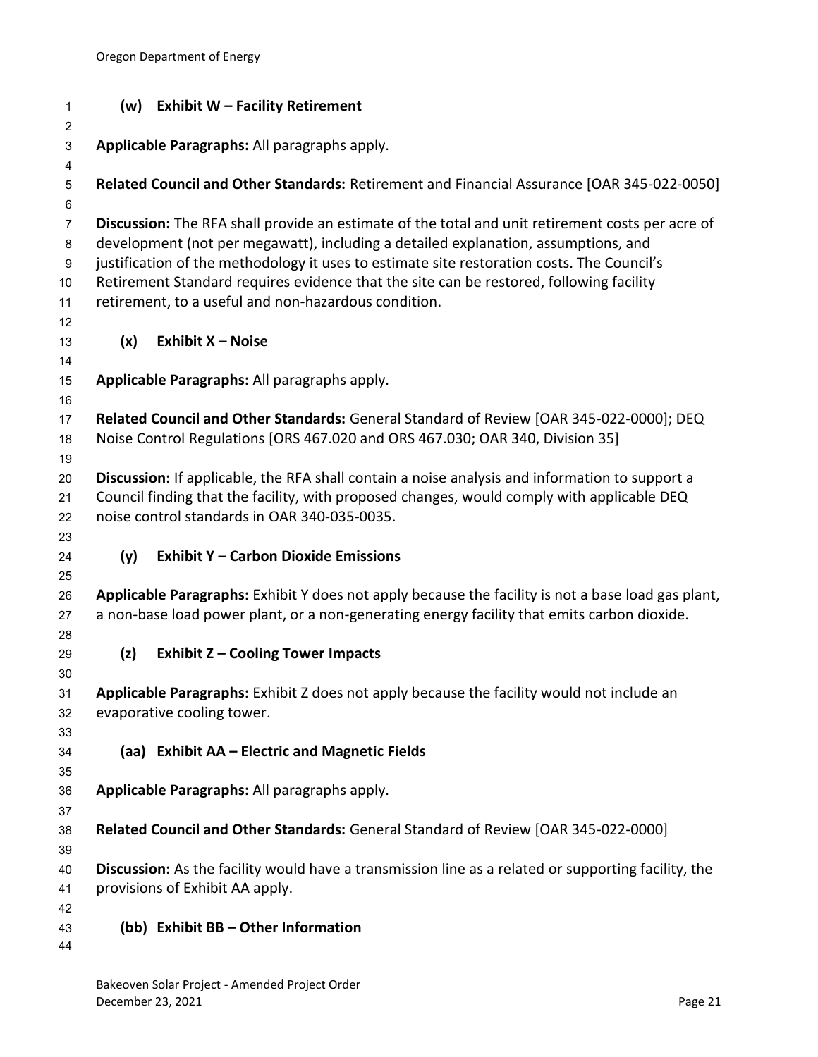### (w) Exhibit W – Facility Retirement

**Applicable Paragraphs:** All paragraphs apply.

**Related Council and Other Standards:** Retirement and Financial Assurance [OAR 345-022-0050]

**Discussion:** The RFA shall provide an estimate of the total and unit retirement costs per acre of development (not per megawatt), including a detailed explanation, assumptions, and justification of the methodology it uses to estimate site restoration costs. The Council's Retirement Standard requires evidence that the site can be restored, following facility retirement, to a useful and non-hazardous condition.

### (x) Exhibit X – Noise

**Applicable Paragraphs:** All paragraphs apply.

**Related Council and Other Standards:** General Standard of Review [OAR 345-022-0000]; DEQ Noise Control Regulations [ORS 467.020 and ORS 467.030; OAR 340, Division 35]

**Discussion:** If applicable, the RFA shall contain a noise analysis and information to support a Council finding that the facility, with proposed changes, would comply with applicable DEQ noise control standards in OAR 340-035-0035.

### (y) Exhibit Y – Carbon Dioxide Emissions

**Applicable Paragraphs:** Exhibit Y does not apply because the facility is not a base load gas plant, a non-base load power plant, or a non-generating energy facility that emits carbon dioxide.

### (z) Exhibit Z – Cooling Tower Impacts

**Applicable Paragraphs:** Exhibit Z does not apply because the facility would not include an evaporative cooling tower.

### (aa) Exhibit AA – Electric and Magnetic Fields

**Applicable Paragraphs:** All paragraphs apply.

**Related Council and Other Standards:** General Standard of Review [OAR 345-022-0000]

**Discussion:** As the facility would have a transmission line as a related or supporting facility, the provisions of Exhibit AA apply.

### (bb) Exhibit BB – Other Information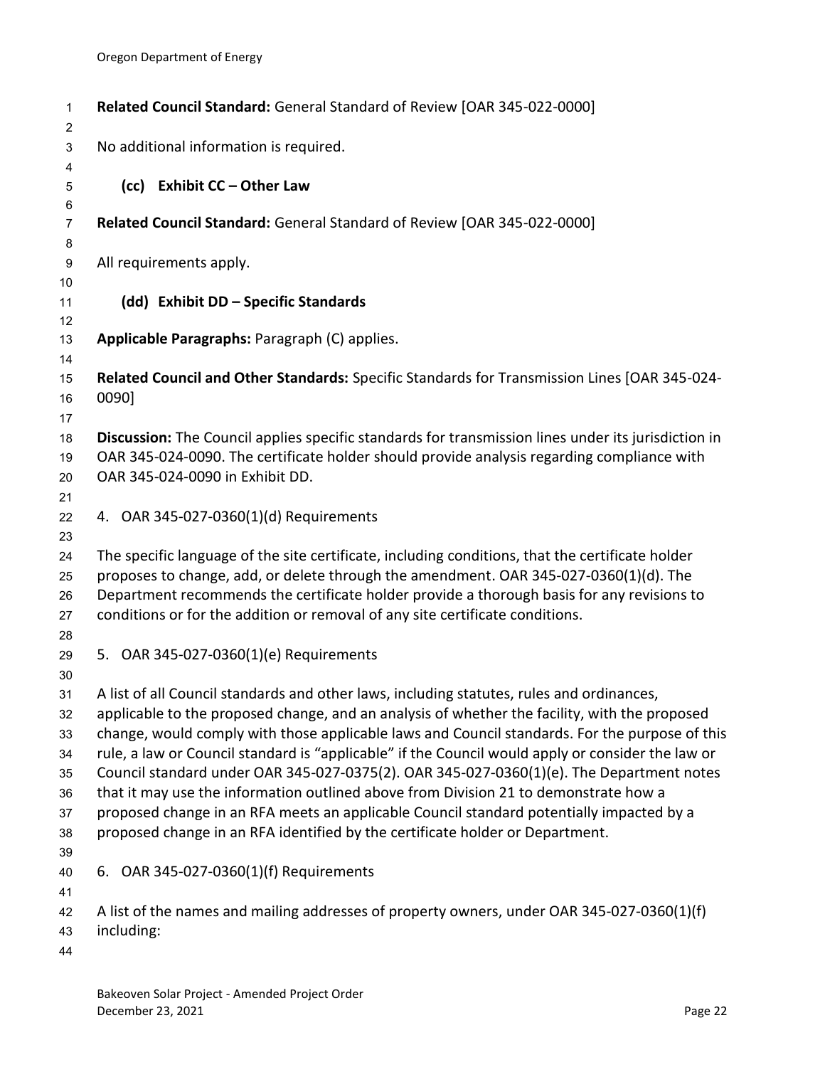**Related Council Standard:** General Standard of Review [OAR 345-022-0000]

No additional information is required.

### (cc) Exhibit CC – Other Law

**Related Council Standard:** General Standard of Review [OAR 345-022-0000]

All requirements apply.

### (dd) Exhibit DD – Specific Standards

**Applicable Paragraphs:** Paragraph (C) applies.

**Related Council and Other Standards:** Specific Standards for Transmission Lines [OAR 345-024-0090]

**Discussion:** The Council applies specific standards for transmission lines under its jurisdiction in OAR 345-024-0090. The certificate holder should provide analysis regarding compliance with OAR 345-024-0090 in Exhibit DD.

## 4. OAR 345-027-0360(1)(d) Requirements

The specific language of the site certificate, including conditions, that the certificate holder proposes to change, add, or delete through the amendment. OAR 345-027-0360(1)(d). The Department recommends the certificate holder provide a thorough basis for any revisions to conditions or for the addition or removal of any site certificate conditions.

## 5. OAR 345-027-0360(1)(e) Requirements

A list of all Council standards and other laws, including statutes, rules and ordinances, applicable to the proposed change, and an analysis of whether the facility, with the proposed change, would comply with those applicable laws and Council standards. For the purpose of this rule, a law or Council standard is "applicable" if the Council would apply or consider the law or Council standard under OAR 345-027-0375(2). OAR 345-027-0360(1)(e). The Department notes that it may use the information outlined above from Division 21 to demonstrate how a proposed change in an RFA meets an applicable Council standard potentially impacted by a proposed change in an RFA identified by the certificate holder or Department.

## 6. OAR 345-027-0360(1)(f) Requirements

A list of the names and mailing addresses of property owners, under OAR 345-027-0360(1)(f) including: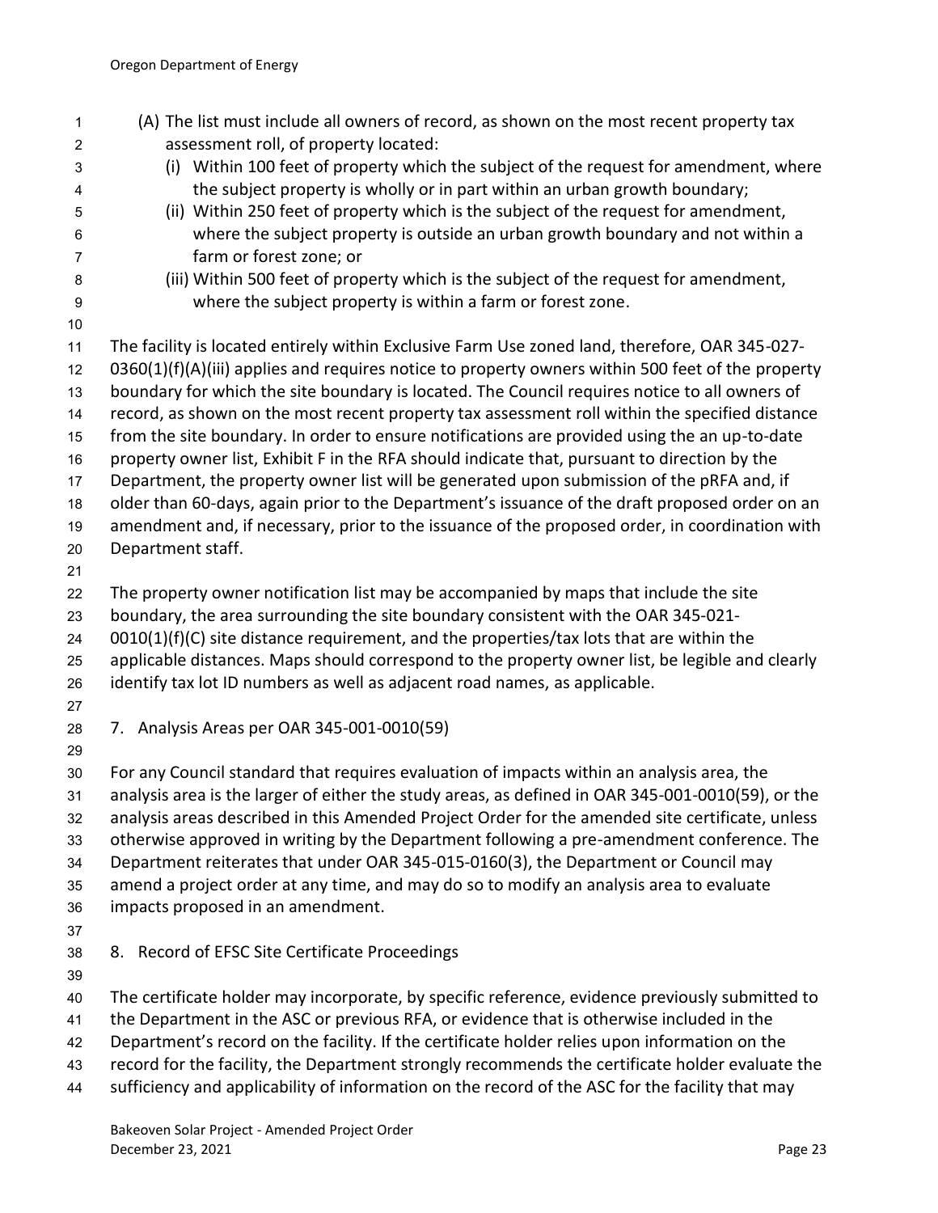(A) The list must include all owners of record, as shown on the most recent property tax assessment roll, of property located:

(i) Within 100 feet of property which the subject of the request for amendment, where the subject property is wholly or in part within an urban growth boundary;

(ii) Within 250 feet of property which is the subject of the request for amendment, where the subject property is outside an urban growth boundary and not within a farm or forest zone; or

(iii) Within 500 feet of property which is the subject of the request for amendment, where the subject property is within a farm or forest zone.

The facility is located entirely within Exclusive Farm Use zoned land, therefore, OAR 345-027-0360(1)(f)(A)(iii) applies and requires notice to property owners within 500 feet of the property boundary for which the site boundary is located. The Council requires notice to all owners of record, as shown on the most recent property tax assessment roll within the specified distance from the site boundary. In order to ensure notifications are provided using the an up-to-date property owner list, Exhibit F in the RFA should indicate that, pursuant to direction by the Department, the property owner list will be generated upon submission of the pRFA and, if older than 60-days, again prior to the Department's issuance of the draft proposed order on an amendment and, if necessary, prior to the issuance of the proposed order, in coordination with Department staff.

The property owner notification list may be accompanied by maps that include the site boundary, the area surrounding the site boundary consistent with the OAR 345-021-0010(1)(f)(C) site distance requirement, and the properties/tax lots that are within the applicable distances. Maps should correspond to the property owner list, be legible and clearly identify tax lot ID numbers as well as adjacent road names, as applicable.

7. Analysis Areas per OAR 345-001-0010(59)

For any Council standard that requires evaluation of impacts within an analysis area, the analysis area is the larger of either the study areas, as defined in OAR 345-001-0010(59), or the analysis areas described in this Amended Project Order for the amended site certificate, unless otherwise approved in writing by the Department following a pre-amendment conference. The Department reiterates that under OAR 345-015-0160(3), the Department or Council may amend a project order at any time, and may do so to modify an analysis area to evaluate impacts proposed in an amendment.

8. Record of EFSC Site Certificate Proceedings

The certificate holder may incorporate, by specific reference, evidence previously submitted to the Department in the ASC or previous RFA, or evidence that is otherwise included in the Department's record on the facility. If the certificate holder relies upon information on the record for the facility, the Department strongly recommends the certificate holder evaluate the sufficiency and applicability of information on the record of the ASC for the facility that may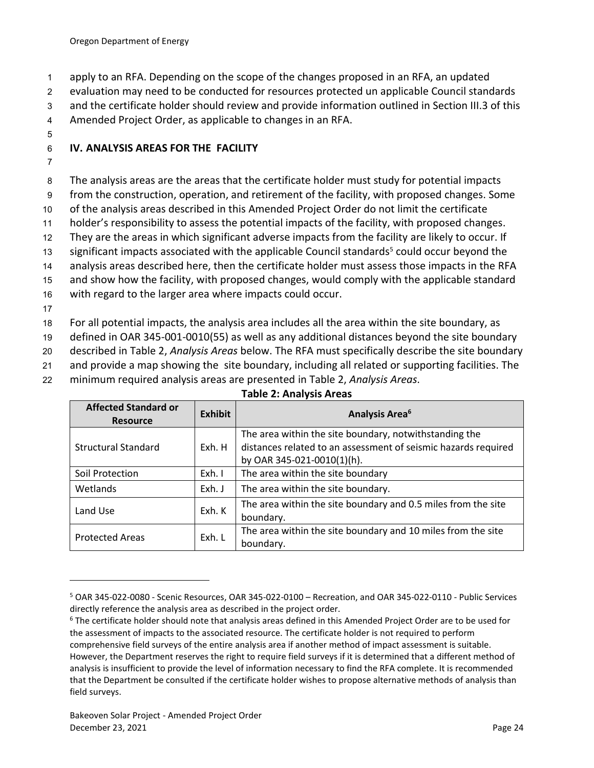apply to an RFA. Depending on the scope of the changes proposed in an RFA, an updated evaluation may need to be conducted for resources protected un applicable Council standards and the certificate holder should review and provide information outlined in Section III.3 of this Amended Project Order, as applicable to changes in an RFA.

## IV. ANALYSIS AREAS FOR THE FACILITY

The analysis areas are the areas that the certificate holder must study for potential impacts from the construction, operation, and retirement of the facility, with proposed changes. Some of the analysis areas described in this Amended Project Order do not limit the certificate holder's responsibility to assess the potential impacts of the facility, with proposed changes. They are the areas in which significant adverse impacts from the facility are likely to occur. If significant impacts associated with the applicable Council standards[5] could occur beyond the analysis areas described here, then the certificate holder must assess those impacts in the RFA and show how the facility, with proposed changes, would comply with the applicable standard with regard to the larger area where impacts could occur.

For all potential impacts, the analysis area includes all the area within the site boundary, as defined in OAR 345-001-0010(55) as well as any additional distances beyond the site boundary described in Table 2, *Analysis Areas* below. The RFA must specifically describe the site boundary and provide a map showing the site boundary, including all related or supporting facilities. The minimum required analysis areas are presented in Table 2, *Analysis Areas*.

**Table 2: Analysis Areas**

| Affected Standard or Resource | Exhibit | Analysis Area[6] |
|---|---|---|
| Structural Standard | Exh. H | The area within the site boundary, notwithstanding the distances related to an assessment of seismic hazards required by OAR 345-021-0010(1)(h). |
| Soil Protection | Exh. I | The area within the site boundary |
| Wetlands | Exh. J | The area within the site boundary. |
| Land Use | Exh. K | The area within the site boundary and 0.5 miles from the site boundary. |
| Protected Areas | Exh. L | The area within the site boundary and 10 miles from the site boundary. |

[5] OAR 345-022-0080 - Scenic Resources, OAR 345-022-0100 – Recreation, and OAR 345-022-0110 - Public Services directly reference the analysis area as described in the project order.

[6] The certificate holder should note that analysis areas defined in this Amended Project Order are to be used for the assessment of impacts to the associated resource. The certificate holder is not required to perform comprehensive field surveys of the entire analysis area if another method of impact assessment is suitable. However, the Department reserves the right to require field surveys if it is determined that a different method of analysis is insufficient to provide the level of information necessary to find the RFA complete. It is recommended that the Department be consulted if the certificate holder wishes to propose alternative methods of analysis than field surveys.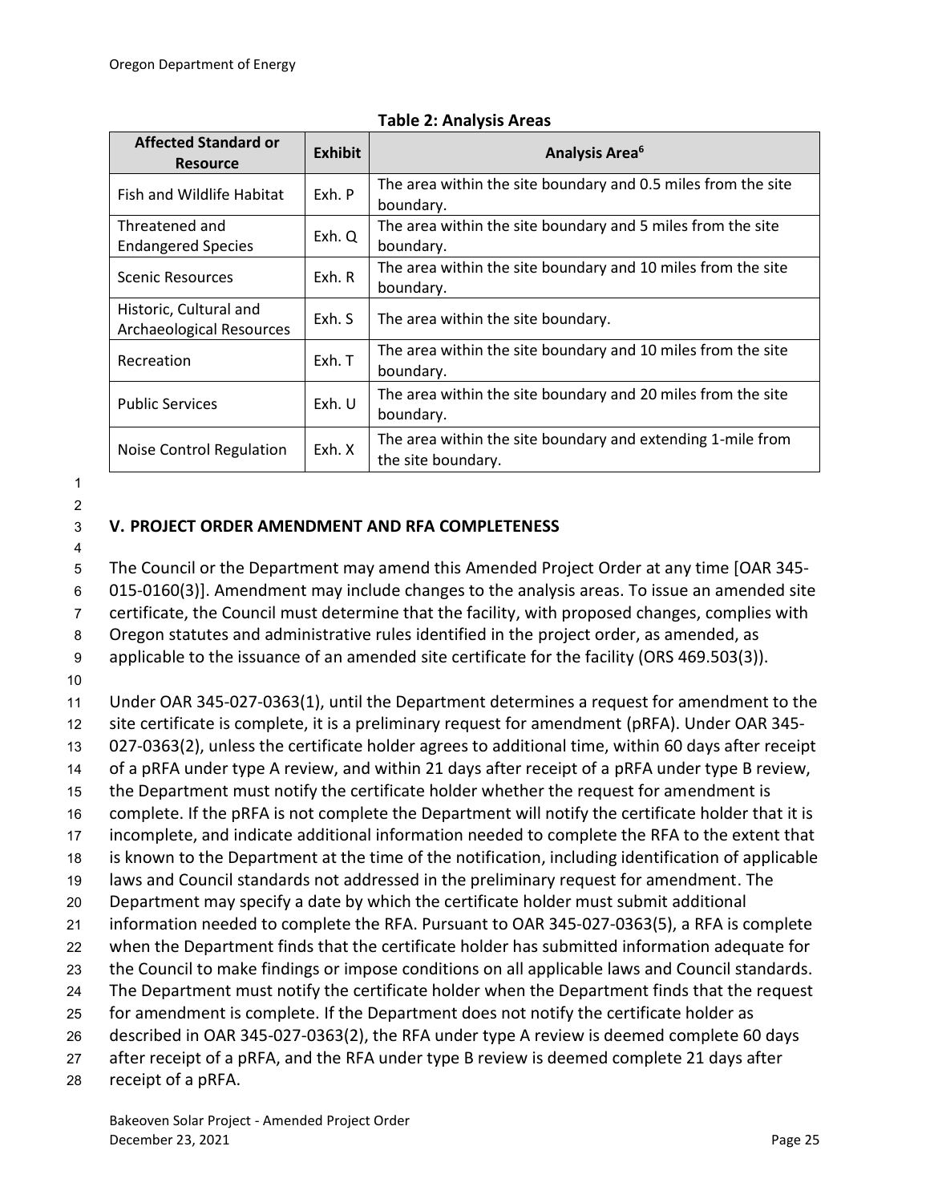**Table 2: Analysis Areas**

| Affected Standard or Resource | Exhibit | Analysis Area[6] |
|---|---|---|
| Fish and Wildlife Habitat | Exh. P | The area within the site boundary and 0.5 miles from the site boundary. |
| Threatened and Endangered Species | Exh. Q | The area within the site boundary and 5 miles from the site boundary. |
| Scenic Resources | Exh. R | The area within the site boundary and 10 miles from the site boundary. |
| Historic, Cultural and Archaeological Resources | Exh. S | The area within the site boundary. |
| Recreation | Exh. T | The area within the site boundary and 10 miles from the site boundary. |
| Public Services | Exh. U | The area within the site boundary and 20 miles from the site boundary. |
| Noise Control Regulation | Exh. X | The area within the site boundary and extending 1-mile from the site boundary. |

## V. PROJECT ORDER AMENDMENT AND RFA COMPLETENESS

The Council or the Department may amend this Amended Project Order at any time [OAR 345-015-0160(3)]. Amendment may include changes to the analysis areas. To issue an amended site certificate, the Council must determine that the facility, with proposed changes, complies with Oregon statutes and administrative rules identified in the project order, as amended, as applicable to the issuance of an amended site certificate for the facility (ORS 469.503(3)).

Under OAR 345-027-0363(1), until the Department determines a request for amendment to the site certificate is complete, it is a preliminary request for amendment (pRFA). Under OAR 345-027-0363(2), unless the certificate holder agrees to additional time, within 60 days after receipt of a pRFA under type A review, and within 21 days after receipt of a pRFA under type B review, the Department must notify the certificate holder whether the request for amendment is complete. If the pRFA is not complete the Department will notify the certificate holder that it is incomplete, and indicate additional information needed to complete the RFA to the extent that is known to the Department at the time of the notification, including identification of applicable laws and Council standards not addressed in the preliminary request for amendment. The Department may specify a date by which the certificate holder must submit additional information needed to complete the RFA. Pursuant to OAR 345-027-0363(5), a RFA is complete when the Department finds that the certificate holder has submitted information adequate for the Council to make findings or impose conditions on all applicable laws and Council standards. The Department must notify the certificate holder when the Department finds that the request for amendment is complete. If the Department does not notify the certificate holder as described in OAR 345-027-0363(2), the RFA under type A review is deemed complete 60 days after receipt of a pRFA, and the RFA under type B review is deemed complete 21 days after receipt of a pRFA.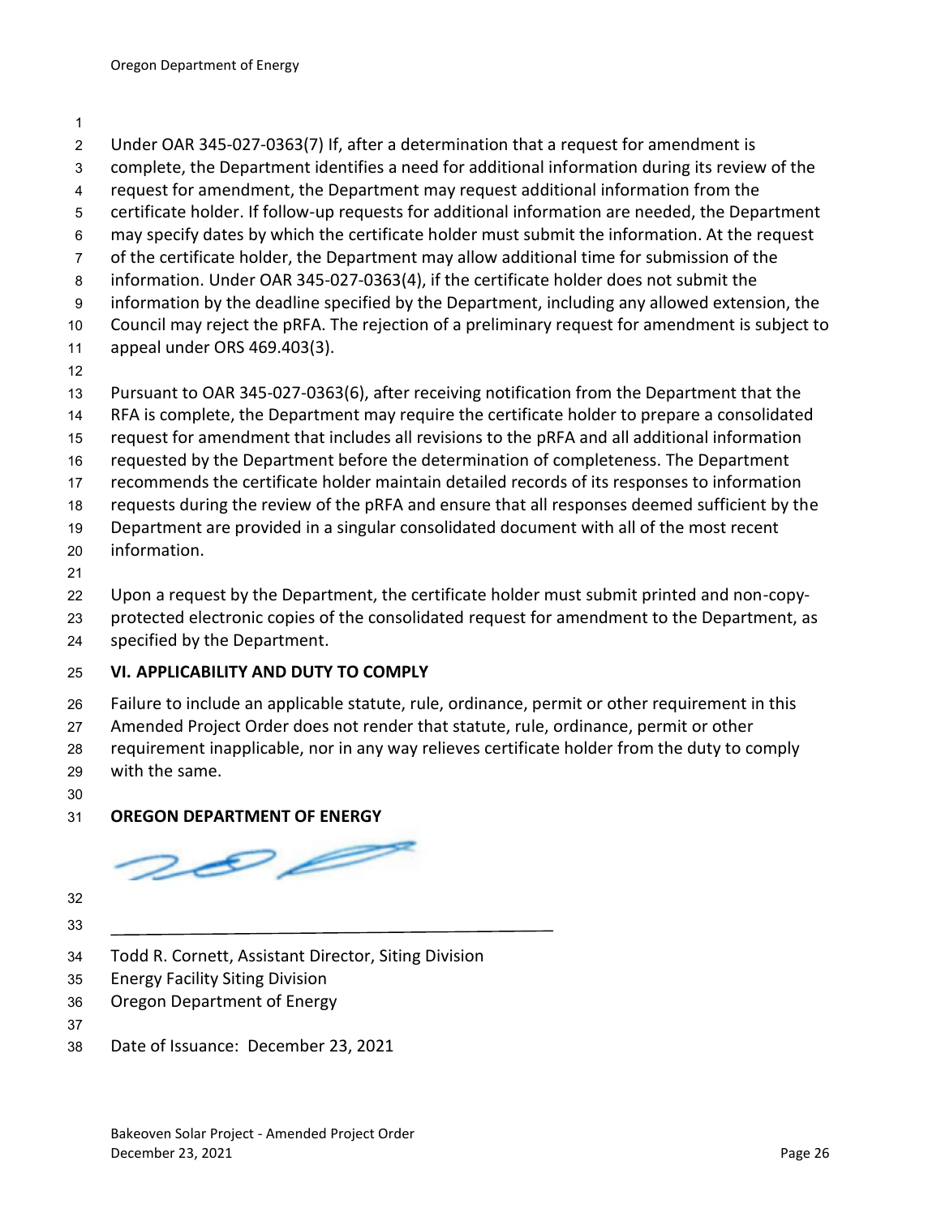Under OAR 345-027-0363(7) If, after a determination that a request for amendment is complete, the Department identifies a need for additional information during its review of the request for amendment, the Department may request additional information from the certificate holder. If follow-up requests for additional information are needed, the Department may specify dates by which the certificate holder must submit the information. At the request of the certificate holder, the Department may allow additional time for submission of the information. Under OAR 345-027-0363(4), if the certificate holder does not submit the information by the deadline specified by the Department, including any allowed extension, the Council may reject the pRFA. The rejection of a preliminary request for amendment is subject to appeal under ORS 469.403(3).

Pursuant to OAR 345-027-0363(6), after receiving notification from the Department that the RFA is complete, the Department may require the certificate holder to prepare a consolidated request for amendment that includes all revisions to the pRFA and all additional information requested by the Department before the determination of completeness. The Department recommends the certificate holder maintain detailed records of its responses to information requests during the review of the pRFA and ensure that all responses deemed sufficient by the Department are provided in a singular consolidated document with all of the most recent information.

Upon a request by the Department, the certificate holder must submit printed and non-copy-protected electronic copies of the consolidated request for amendment to the Department, as specified by the Department.

## VI. APPLICABILITY AND DUTY TO COMPLY

Failure to include an applicable statute, rule, ordinance, permit or other requirement in this Amended Project Order does not render that statute, rule, ordinance, permit or other requirement inapplicable, nor in any way relieves certificate holder from the duty to comply with the same.

**OREGON DEPARTMENT OF ENERGY**

\_\_\_\_\_\_\_\_\_\_\_\_\_\_\_\_\_\_\_\_\_\_\_\_\_\_\_\_\_\_\_\_\_\_\_\_\_\_\_\_

Todd R. Cornett, Assistant Director, Siting Division
Energy Facility Siting Division
Oregon Department of Energy

Date of Issuance: December 23, 2021